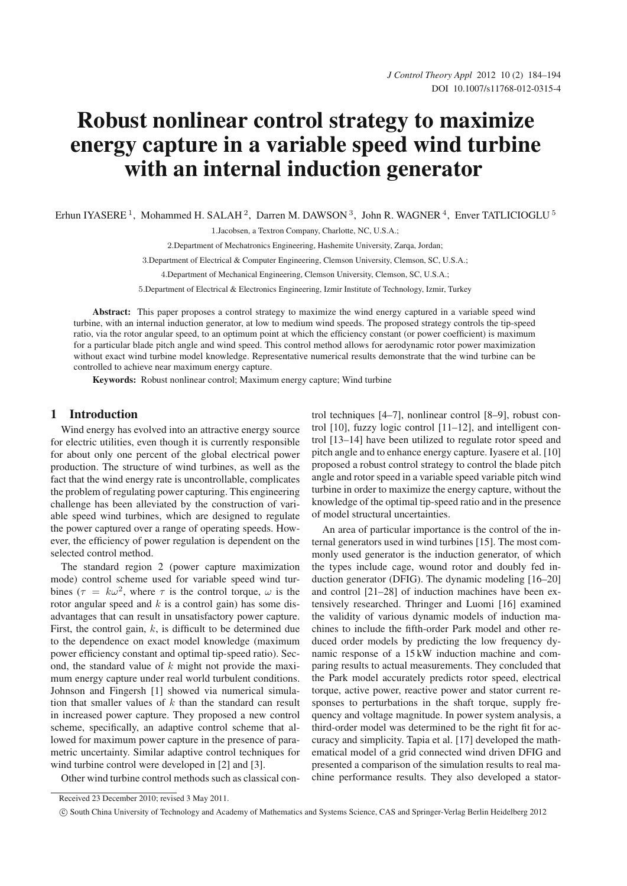# Robust nonlinear control strategy to maximize energy capture in a variable speed wind turbine with an internal induction generator

Erhun IYASERE [1], Mohammed H. SALAH [2], Darren M. DAWSON [3], John R. WAGNER [4], Enver TATLICIOGLU [5]

1.Jacobsen, a Textron Company, Charlotte, NC, U.S.A.;

2.Department of Mechatronics Engineering, Hashemite University, Zarqa, Jordan;

3.Department of Electrical & Computer Engineering, Clemson University, Clemson, SC, U.S.A.;

4.Department of Mechanical Engineering, Clemson University, Clemson, SC, U.S.A.;

5.Department of Electrical & Electronics Engineering, Izmir Institute of Technology, Izmir, Turkey

**Abstract:** This paper proposes a control strategy to maximize the wind energy captured in a variable speed wind turbine, with an internal induction generator, at low to medium wind speeds. The proposed strategy controls the tip-speed ratio, via the rotor angular speed, to an optimum point at which the efficiency constant (or power coefficient) is maximum for a particular blade pitch angle and wind speed. This control method allows for aerodynamic rotor power maximization without exact wind turbine model knowledge. Representative numerical results demonstrate that the wind turbine can be controlled to achieve near maximum energy capture.

**Keywords:** Robust nonlinear control; Maximum energy capture; Wind turbine

## 1 Introduction

Wind energy has evolved into an attractive energy source for electric utilities, even though it is currently responsible for about only one percent of the global electrical power production. The structure of wind turbines, as well as the fact that the wind energy rate is uncontrollable, complicates the problem of regulating power capturing. This engineering challenge has been alleviated by the construction of variable speed wind turbines, which are designed to regulate the power captured over a range of operating speeds. However, the efficiency of power regulation is dependent on the selected control method.

The standard region 2 (power capture maximization mode) control scheme used for variable speed wind turbines ($\tau = k\omega^2$, where $\tau$ is the control torque, $\omega$ is the rotor angular speed and $k$ is a control gain) has some disadvantages that can result in unsatisfactory power capture. First, the control gain, $k$, is difficult to be determined due to the dependence on exact model knowledge (maximum power efficiency constant and optimal tip-speed ratio). Second, the standard value of $k$ might not provide the maximum energy capture under real world turbulent conditions. Johnson and Fingersh [1] showed via numerical simulation that smaller values of $k$ than the standard can result in increased power capture. They proposed a new control scheme, specifically, an adaptive control scheme that allowed for maximum power capture in the presence of parametric uncertainty. Similar adaptive control techniques for wind turbine control were developed in [2] and [3].

Other wind turbine control methods such as classical control techniques [4–7], nonlinear control [8–9], robust control [10], fuzzy logic control [11–12], and intelligent control [13–14] have been utilized to regulate rotor speed and pitch angle and to enhance energy capture. Iyasere et al. [10] proposed a robust control strategy to control the blade pitch angle and rotor speed in a variable speed variable pitch wind turbine in order to maximize the energy capture, without the knowledge of the optimal tip-speed ratio and in the presence of model structural uncertainties.

An area of particular importance is the control of the internal generators used in wind turbines [15]. The most commonly used generator is the induction generator, of which the types include cage, wound rotor and doubly fed induction generator (DFIG). The dynamic modeling [16–20] and control [21–28] of induction machines have been extensively researched. Thringer and Luomi [16] examined the validity of various dynamic models of induction machines to include the fifth-order Park model and other reduced order models by predicting the low frequency dynamic response of a 15 kW induction machine and comparing results to actual measurements. They concluded that the Park model accurately predicts rotor speed, electrical torque, active power, reactive power and stator current responses to perturbations in the shaft torque, supply frequency and voltage magnitude. In power system analysis, a third-order model was determined to be the right fit for accuracy and simplicity. Tapia et al. [17] developed the mathematical model of a grid connected wind driven DFIG and presented a comparison of the simulation results to real machine performance results. They also developed a stator-

Received 23 December 2010; revised 3 May 2011.

© South China University of Technology and Academy of Mathematics and Systems Science, CAS and Springer-Verlag Berlin Heidelberg 2012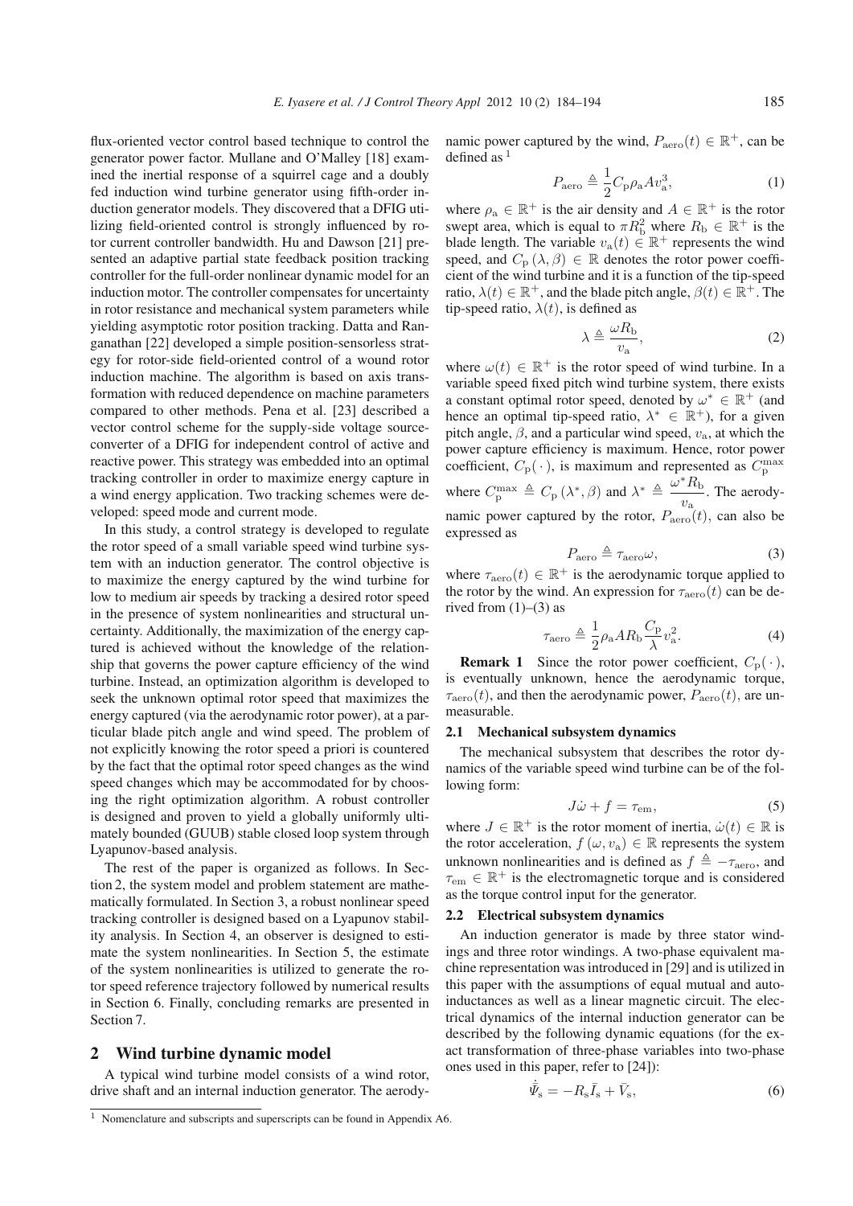flux-oriented vector control based technique to control the generator power factor. Mullane and O'Malley [18] examined the inertial response of a squirrel cage and a doubly fed induction wind turbine generator using fifth-order induction generator models. They discovered that a DFIG utilizing field-oriented control is strongly influenced by rotor current controller bandwidth. Hu and Dawson [21] presented an adaptive partial state feedback position tracking controller for the full-order nonlinear dynamic model for an induction motor. The controller compensates for uncertainty in rotor resistance and mechanical system parameters while yielding asymptotic rotor position tracking. Datta and Ranganathan [22] developed a simple position-sensorless strategy for rotor-side field-oriented control of a wound rotor induction machine. The algorithm is based on axis transformation with reduced dependence on machine parameters compared to other methods. Pena et al. [23] described a vector control scheme for the supply-side voltage source-converter of a DFIG for independent control of active and reactive power. This strategy was embedded into an optimal tracking controller in order to maximize energy capture in a wind energy application. Two tracking schemes were developed: speed mode and current mode.

In this study, a control strategy is developed to regulate the rotor speed of a small variable speed wind turbine system with an induction generator. The control objective is to maximize the energy captured by the wind turbine for low to medium air speeds by tracking a desired rotor speed in the presence of system nonlinearities and structural uncertainty. Additionally, the maximization of the energy captured is achieved without the knowledge of the relationship that governs the power capture efficiency of the wind turbine. Instead, an optimization algorithm is developed to seek the unknown optimal rotor speed that maximizes the energy captured (via the aerodynamic rotor power), at a particular blade pitch angle and wind speed. The problem of not explicitly knowing the rotor speed a priori is countered by the fact that the optimal rotor speed changes as the wind speed changes which may be accommodated for by choosing the right optimization algorithm. A robust controller is designed and proven to yield a globally uniformly ultimately bounded (GUUB) stable closed loop system through Lyapunov-based analysis.

The rest of the paper is organized as follows. In Section 2, the system model and problem statement are mathematically formulated. In Section 3, a robust nonlinear speed tracking controller is designed based on a Lyapunov stability analysis. In Section 4, an observer is designed to estimate the system nonlinearities. In Section 5, the estimate of the system nonlinearities is utilized to generate the rotor speed reference trajectory followed by numerical results in Section 6. Finally, concluding remarks are presented in Section 7.

## 2 Wind turbine dynamic model

A typical wind turbine model consists of a wind rotor, drive shaft and an internal induction generator. The aerodynamic power captured by the wind, $P_{\rm aero}(t) \in \mathbb{R}^{+}$, can be defined as [1]

$$P_{\rm aero} \triangleq \frac{1}{2} C_{\rm p} \rho_{\rm a} A v_{\rm a}^{3}, \tag{1}$$

where $\rho_{\rm a} \in \mathbb{R}^{+}$ is the air density and $A \in \mathbb{R}^{+}$ is the rotor swept area, which is equal to $\pi R_{\rm b}^{2}$ where $R_{\rm b} \in \mathbb{R}^{+}$ is the blade length. The variable $v_{\rm a}(t) \in \mathbb{R}^{+}$ represents the wind speed, and $C_{\rm p}(\lambda, \beta) \in \mathbb{R}$ denotes the rotor power coefficient of the wind turbine and it is a function of the tip-speed ratio, $\lambda(t) \in \mathbb{R}^{+}$, and the blade pitch angle, $\beta(t) \in \mathbb{R}^{+}$. The tip-speed ratio, $\lambda(t)$, is defined as

$$\lambda \triangleq \frac{\omega R_{\rm b}}{v_{\rm a}}, \tag{2}$$

where $\omega(t) \in \mathbb{R}^{+}$ is the rotor speed of wind turbine. In a variable speed fixed pitch wind turbine system, there exists a constant optimal rotor speed, denoted by $\omega^{*} \in \mathbb{R}^{+}$ (and hence an optimal tip-speed ratio, $\lambda^{*} \in \mathbb{R}^{+}$), for a given pitch angle, $\beta$, and a particular wind speed, $v_{\rm a}$, at which the power capture efficiency is maximum. Hence, rotor power coefficient, $C_{\rm p}(\cdot)$, is maximum and represented as $C_{\rm p}^{\max}$ where $C_{\rm p}^{\max} \triangleq C_{\rm p}(\lambda^{*}, \beta)$ and $\lambda^{*} \triangleq \dfrac{\omega^{*} R_{\rm b}}{v_{\rm a}}$. The aerodynamic power captured by the rotor, $P_{\rm aero}(t)$, can also be expressed as

$$P_{\rm aero} \triangleq \tau_{\rm aero} \omega, \tag{3}$$

where $\tau_{\rm aero}(t) \in \mathbb{R}^{+}$ is the aerodynamic torque applied to the rotor by the wind. An expression for $\tau_{\rm aero}(t)$ can be derived from (1)–(3) as

$$\tau_{\rm aero} \triangleq \frac{1}{2} \rho_{\rm a} A R_{\rm b} \frac{C_{\rm p}}{\lambda} v_{\rm a}^{2}. \tag{4}$$

**Remark 1** Since the rotor power coefficient, $C_{\rm p}(\cdot)$, is eventually unknown, hence the aerodynamic torque, $\tau_{\rm aero}(t)$, and then the aerodynamic power, $P_{\rm aero}(t)$, are unmeasurable.

### 2.1 Mechanical subsystem dynamics

The mechanical subsystem that describes the rotor dynamics of the variable speed wind turbine can be of the following form:

$$J\dot{\omega} + f = \tau_{\rm em}, \tag{5}$$

where $J \in \mathbb{R}^{+}$ is the rotor moment of inertia, $\dot{\omega}(t) \in \mathbb{R}$ is the rotor acceleration, $f(\omega, v_{\rm a}) \in \mathbb{R}$ represents the system unknown nonlinearities and is defined as $f \triangleq -\tau_{\rm aero}$, and $\tau_{\rm em} \in \mathbb{R}^{+}$ is the electromagnetic torque and is considered as the torque control input for the generator.

### 2.2 Electrical subsystem dynamics

An induction generator is made by three stator windings and three rotor windings. A two-phase equivalent machine representation was introduced in [29] and is utilized in this paper with the assumptions of equal mutual and auto-inductances as well as a linear magnetic circuit. The electrical dynamics of the internal induction generator can be described by the following dynamic equations (for the exact transformation of three-phase variables into two-phase ones used in this paper, refer to [24]):

$$\dot{\bar{\Psi}}_{\rm s} = -R_{\rm s} \bar{I}_{\rm s} + \bar{V}_{\rm s}, \tag{6}$$

[1] Nomenclature and subscripts and superscripts can be found in Appendix A6.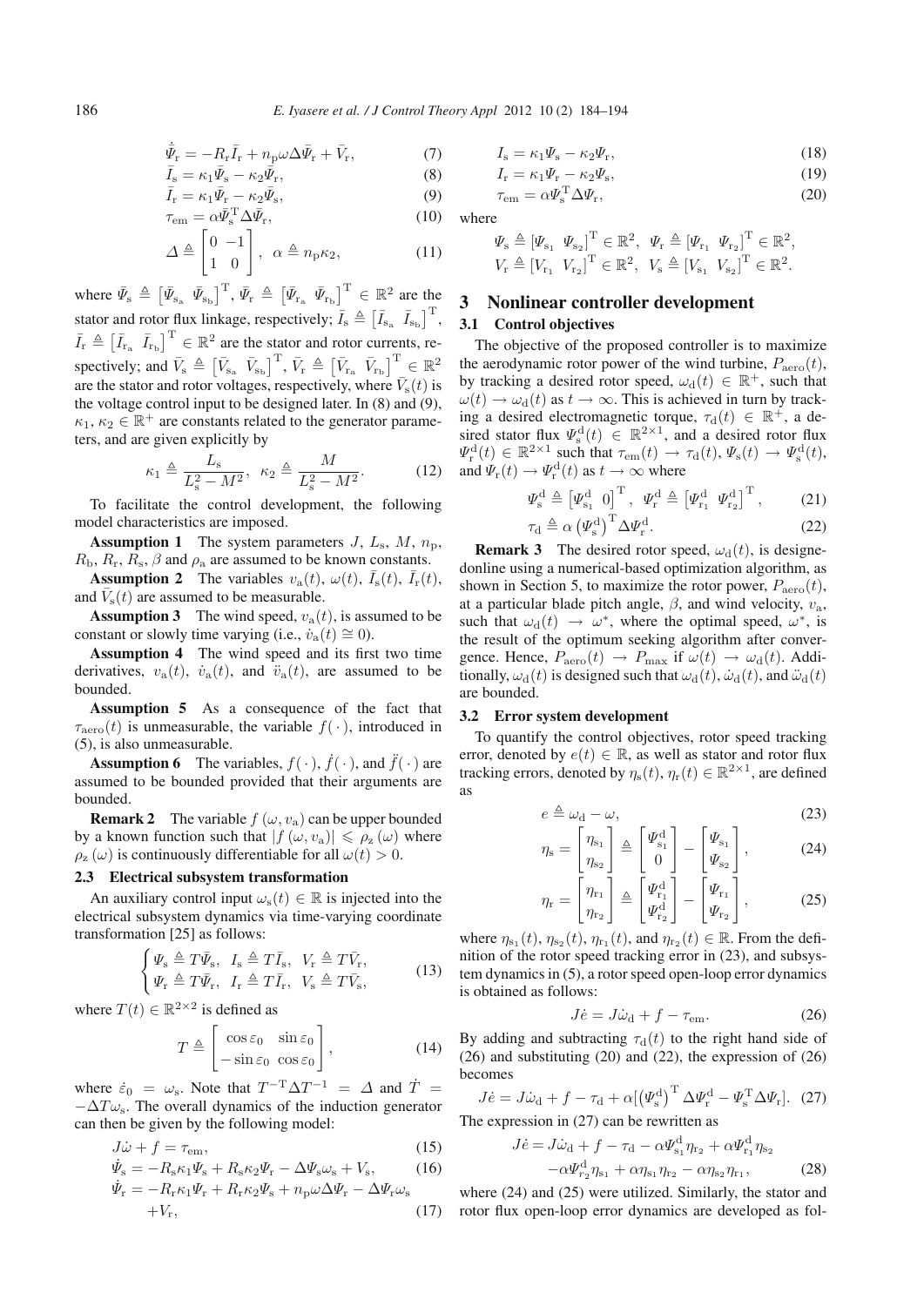$$\dot{\bar{\Psi}}_{\rm r} = -R_{\rm r}\bar{I}_{\rm r} + n_{\rm p}\omega\Delta\bar{\Psi}_{\rm r} + \bar{V}_{\rm r}, \tag{7}$$

$$\bar{I}_{\rm s} = \kappa_1\bar{\Psi}_{\rm s} - \kappa_2\bar{\Psi}_{\rm r}, \tag{8}$$

$$\bar{I}_{\rm r} = \kappa_1\bar{\Psi}_{\rm r} - \kappa_2\bar{\Psi}_{\rm s}, \tag{9}$$

$$\tau_{\rm em} = \alpha\bar{\Psi}_{\rm s}^{\rm T}\Delta\bar{\Psi}_{\rm r}, \tag{10}$$

$$\Delta \triangleq \begin{bmatrix} 0 & -1 \\ 1 & 0 \end{bmatrix}, \ \alpha \triangleq n_{\rm p}\kappa_2, \tag{11}$$

where $\bar{\Psi}_{\rm s} \triangleq \begin{bmatrix}\bar{\Psi}_{\rm s_a} & \bar{\Psi}_{\rm s_b}\end{bmatrix}^{\rm T}$, $\bar{\Psi}_{\rm r} \triangleq \begin{bmatrix}\bar{\Psi}_{\rm r_a} & \bar{\Psi}_{\rm r_b}\end{bmatrix}^{\rm T} \in \mathbb{R}^2$ are the stator and rotor flux linkage, respectively; $\bar{I}_{\rm s} \triangleq \begin{bmatrix}\bar{I}_{\rm s_a} & \bar{I}_{\rm s_b}\end{bmatrix}^{\rm T}$, $\bar{I}_{\rm r} \triangleq \begin{bmatrix}\bar{I}_{\rm r_a} & \bar{I}_{\rm r_b}\end{bmatrix}^{\rm T} \in \mathbb{R}^2$ are the stator and rotor currents, respectively; and $\bar{V}_{\rm s} \triangleq \begin{bmatrix}\bar{V}_{\rm s_a} & \bar{V}_{\rm s_b}\end{bmatrix}^{\rm T}$, $\bar{V}_{\rm r} \triangleq \begin{bmatrix}\bar{V}_{\rm r_a} & \bar{V}_{\rm r_b}\end{bmatrix}^{\rm T} \in \mathbb{R}^2$ are the stator and rotor voltages, respectively, where $\bar{V}_{\rm s}(t)$ is the voltage control input to be designed later. In (8) and (9), $\kappa_1, \kappa_2 \in \mathbb{R}^+$ are constants related to the generator parameters, and are given explicitly by

$$\kappa_1 \triangleq \frac{L_{\rm s}}{L_{\rm s}^2 - M^2}, \ \kappa_2 \triangleq \frac{M}{L_{\rm s}^2 - M^2}. \tag{12}$$

To facilitate the control development, the following model characteristics are imposed.

**Assumption 1** The system parameters $J$, $L_{\rm s}$, $M$, $n_{\rm p}$, $R_{\rm b}$, $R_{\rm r}$, $R_{\rm s}$, $\beta$ and $\rho_{\rm a}$ are assumed to be known constants.

**Assumption 2** The variables $v_{\rm a}(t)$, $\omega(t)$, $\bar{I}_{\rm s}(t)$, $\bar{I}_{\rm r}(t)$, and $\bar{V}_{\rm s}(t)$ are assumed to be measurable.

**Assumption 3** The wind speed, $v_{\rm a}(t)$, is assumed to be constant or slowly time varying (i.e., $\dot{v}_{\rm a}(t) \cong 0$).

**Assumption 4** The wind speed and its first two time derivatives, $v_{\rm a}(t)$, $\dot{v}_{\rm a}(t)$, and $\ddot{v}_{\rm a}(t)$, are assumed to be bounded.

**Assumption 5** As a consequence of the fact that $\tau_{\rm aero}(t)$ is unmeasurable, the variable $f(\cdot)$, introduced in (5), is also unmeasurable.

**Assumption 6** The variables, $f(\cdot)$, $\dot{f}(\cdot)$, and $\ddot{f}(\cdot)$ are assumed to be bounded provided that their arguments are bounded.

**Remark 2** The variable $f(\omega, v_{\rm a})$ can be upper bounded by a known function such that $|f(\omega, v_{\rm a})| \leqslant \rho_{\rm z}(\omega)$ where $\rho_{\rm z}(\omega)$ is continuously differentiable for all $\omega(t) > 0$.

### 2.3 Electrical subsystem transformation

An auxiliary control input $\omega_{\rm s}(t) \in \mathbb{R}$ is injected into the electrical subsystem dynamics via time-varying coordinate transformation [25] as follows:

$$\begin{cases} \Psi_{\rm s} \triangleq T\bar{\Psi}_{\rm s}, \ I_{\rm s} \triangleq T\bar{I}_{\rm s}, \ V_{\rm r} \triangleq T\bar{V}_{\rm r}, \\ \Psi_{\rm r} \triangleq T\bar{\Psi}_{\rm r}, \ I_{\rm r} \triangleq T\bar{I}_{\rm r}, \ V_{\rm s} \triangleq T\bar{V}_{\rm s}, \end{cases} \tag{13}$$

where $T(t) \in \mathbb{R}^{2\times 2}$ is defined as

$$T \triangleq \begin{bmatrix} \cos\varepsilon_0 & \sin\varepsilon_0 \\ -\sin\varepsilon_0 & \cos\varepsilon_0 \end{bmatrix}, \tag{14}$$

where $\dot{\varepsilon}_0 = \omega_{\rm s}$. Note that $T^{-\rm T}\Delta T^{-1} = \Delta$ and $\dot{T} = -\Delta T\omega_{\rm s}$. The overall dynamics of the induction generator can then be given by the following model:

$$J\dot{\omega} + f = \tau_{\rm em}, \tag{15}$$

$$\dot{\Psi}_{\rm s} = -R_{\rm s}\kappa_1\Psi_{\rm s} + R_{\rm s}\kappa_2\Psi_{\rm r} - \Delta\Psi_{\rm s}\omega_{\rm s} + V_{\rm s}, \tag{16}$$

$$\dot{\Psi}_{\rm r} = -R_{\rm r}\kappa_1\Psi_{\rm r} + R_{\rm r}\kappa_2\Psi_{\rm s} + n_{\rm p}\omega\Delta\Psi_{\rm r} - \Delta\Psi_{\rm r}\omega_{\rm s} + V_{\rm r}, \tag{17}$$

$$I_{\rm s} = \kappa_1\Psi_{\rm s} - \kappa_2\Psi_{\rm r}, \tag{18}$$

$$I_{\rm r} = \kappa_1\Psi_{\rm r} - \kappa_2\Psi_{\rm s}, \tag{19}$$

$$\tau_{\rm em} = \alpha\Psi_{\rm s}^{\rm T}\Delta\Psi_{\rm r}, \tag{20}$$

where

$$\Psi_{\rm s} \triangleq \begin{bmatrix}\Psi_{\rm s_1} & \Psi_{\rm s_2}\end{bmatrix}^{\rm T} \in \mathbb{R}^2, \ \Psi_{\rm r} \triangleq \begin{bmatrix}\Psi_{\rm r_1} & \Psi_{\rm r_2}\end{bmatrix}^{\rm T} \in \mathbb{R}^2,$$
$$V_{\rm r} \triangleq \begin{bmatrix}V_{\rm r_1} & V_{\rm r_2}\end{bmatrix}^{\rm T} \in \mathbb{R}^2, \ V_{\rm s} \triangleq \begin{bmatrix}V_{\rm s_1} & V_{\rm s_2}\end{bmatrix}^{\rm T} \in \mathbb{R}^2.$$

## 3 Nonlinear controller development

### 3.1 Control objectives

The objective of the proposed controller is to maximize the aerodynamic rotor power of the wind turbine, $P_{\rm aero}(t)$, by tracking a desired rotor speed, $\omega_{\rm d}(t) \in \mathbb{R}^+$, such that $\omega(t) \to \omega_{\rm d}(t)$ as $t \to \infty$. This is achieved in turn by tracking a desired electromagnetic torque, $\tau_{\rm d}(t) \in \mathbb{R}^+$, a desired stator flux $\Psi_{\rm s}^{\rm d}(t) \in \mathbb{R}^{2\times 1}$, and a desired rotor flux $\Psi_{\rm r}^{\rm d}(t) \in \mathbb{R}^{2\times 1}$ such that $\tau_{\rm em}(t) \to \tau_{\rm d}(t)$, $\Psi_{\rm s}(t) \to \Psi_{\rm s}^{\rm d}(t)$, and $\Psi_{\rm r}(t) \to \Psi_{\rm r}^{\rm d}(t)$ as $t \to \infty$ where

$$\Psi_{\rm s}^{\rm d} \triangleq \begin{bmatrix}\Psi_{\rm s_1}^{\rm d} & 0\end{bmatrix}^{\rm T}, \ \Psi_{\rm r}^{\rm d} \triangleq \begin{bmatrix}\Psi_{\rm r_1}^{\rm d} & \Psi_{\rm r_2}^{\rm d}\end{bmatrix}^{\rm T}, \tag{21}$$

$$\tau_{\rm d} \triangleq \alpha\left(\Psi_{\rm s}^{\rm d}\right)^{\rm T}\Delta\Psi_{\rm r}^{\rm d}. \tag{22}$$

**Remark 3** The desired rotor speed, $\omega_{\rm d}(t)$, is designedonline using a numerical-based optimization algorithm, as shown in Section 5, to maximize the rotor power, $P_{\rm aero}(t)$, at a particular blade pitch angle, $\beta$, and wind velocity, $v_{\rm a}$, such that $\omega_{\rm d}(t) \to \omega^*$, where the optimal speed, $\omega^*$, is the result of the optimum seeking algorithm after convergence. Hence, $P_{\rm aero}(t) \to P_{\max}$ if $\omega(t) \to \omega_{\rm d}(t)$. Additionally, $\omega_{\rm d}(t)$ is designed such that $\omega_{\rm d}(t)$, $\dot{\omega}_{\rm d}(t)$, and $\ddot{\omega}_{\rm d}(t)$ are bounded.

### 3.2 Error system development

To quantify the control objectives, rotor speed tracking error, denoted by $e(t) \in \mathbb{R}$, as well as stator and rotor flux tracking errors, denoted by $\eta_{\rm s}(t)$, $\eta_{\rm r}(t) \in \mathbb{R}^{2\times 1}$, are defined as

$$e \triangleq \omega_{\rm d} - \omega, \tag{23}$$

$$\eta_{\rm s} = \begin{bmatrix}\eta_{\rm s_1} \\ \eta_{\rm s_2}\end{bmatrix} \triangleq \begin{bmatrix}\Psi_{\rm s_1}^{\rm d} \\ 0\end{bmatrix} - \begin{bmatrix}\Psi_{\rm s_1} \\ \Psi_{\rm s_2}\end{bmatrix}, \tag{24}$$

$$\eta_{\rm r} = \begin{bmatrix}\eta_{\rm r_1} \\ \eta_{\rm r_2}\end{bmatrix} \triangleq \begin{bmatrix}\Psi_{\rm r_1}^{\rm d} \\ \Psi_{\rm r_2}^{\rm d}\end{bmatrix} - \begin{bmatrix}\Psi_{\rm r_1} \\ \Psi_{\rm r_2}\end{bmatrix}, \tag{25}$$

where $\eta_{\rm s_1}(t)$, $\eta_{\rm s_2}(t)$, $\eta_{\rm r_1}(t)$, and $\eta_{\rm r_2}(t) \in \mathbb{R}$. From the definition of the rotor speed tracking error in (23), and subsystem dynamics in (5), a rotor speed open-loop error dynamics is obtained as follows:

$$J\dot{e} = J\dot{\omega}_{\rm d} + f - \tau_{\rm em}. \tag{26}$$

By adding and subtracting $\tau_{\rm d}(t)$ to the right hand side of (26) and substituting (20) and (22), the expression of (26) becomes

$$J\dot{e} = J\dot{\omega}_{\rm d} + f - \tau_{\rm d} + \alpha[\left(\Psi_{\rm s}^{\rm d}\right)^{\rm T}\Delta\Psi_{\rm r}^{\rm d} - \Psi_{\rm s}^{\rm T}\Delta\Psi_{\rm r}]. \tag{27}$$

The expression in (27) can be rewritten as

$$J\dot{e} = J\dot{\omega}_{\rm d} + f - \tau_{\rm d} - \alpha\Psi_{\rm s_1}^{\rm d}\eta_{\rm r_2} + \alpha\Psi_{\rm r_1}^{\rm d}\eta_{\rm s_2} - \alpha\Psi_{r_2}^{\rm d}\eta_{\rm s_1} + \alpha\eta_{\rm s_1}\eta_{\rm r_2} - \alpha\eta_{\rm s_2}\eta_{\rm r_1}, \tag{28}$$

where (24) and (25) were utilized. Similarly, the stator and rotor flux open-loop error dynamics are developed as fol-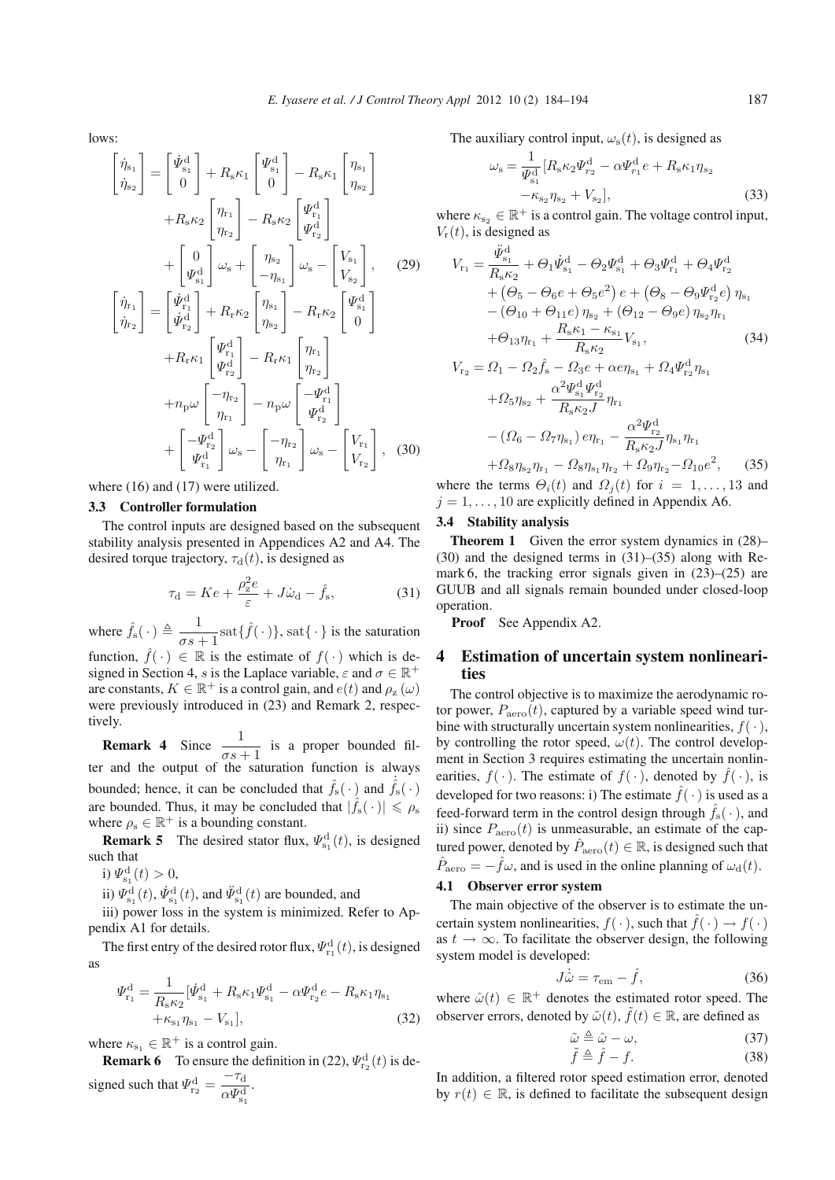lows:

$$\begin{bmatrix}\dot{\eta}_{s_1}\\ \dot{\eta}_{s_2}\end{bmatrix} = \begin{bmatrix}\dot{\Psi}^{d}_{s_1}\\ 0\end{bmatrix} + R_s\kappa_1\begin{bmatrix}\Psi^{d}_{s_1}\\ 0\end{bmatrix} - R_s\kappa_1\begin{bmatrix}\eta_{s_1}\\ \eta_{s_2}\end{bmatrix} + R_s\kappa_2\begin{bmatrix}\eta_{r_1}\\ \eta_{r_2}\end{bmatrix} - R_s\kappa_2\begin{bmatrix}\Psi^{d}_{r_1}\\ \Psi^{d}_{r_2}\end{bmatrix} + \begin{bmatrix}0\\ \Psi^{d}_{s_1}\end{bmatrix}\omega_s + \begin{bmatrix}\eta_{s_2}\\ -\eta_{s_1}\end{bmatrix}\omega_s - \begin{bmatrix}V_{s_1}\\ V_{s_2}\end{bmatrix}, \quad (29)$$

$$\begin{bmatrix}\dot{\eta}_{r_1}\\ \dot{\eta}_{r_2}\end{bmatrix} = \begin{bmatrix}\dot{\Psi}^{d}_{r_1}\\ \dot{\Psi}^{d}_{r_2}\end{bmatrix} + R_r\kappa_2\begin{bmatrix}\eta_{s_1}\\ \eta_{s_2}\end{bmatrix} - R_r\kappa_2\begin{bmatrix}\Psi^{d}_{s_1}\\ 0\end{bmatrix} + R_r\kappa_1\begin{bmatrix}\Psi^{d}_{r_1}\\ \Psi^{d}_{r_2}\end{bmatrix} - R_r\kappa_1\begin{bmatrix}\eta_{r_1}\\ \eta_{r_2}\end{bmatrix} + n_p\omega\begin{bmatrix}-\eta_{r_2}\\ \eta_{r_1}\end{bmatrix} - n_p\omega\begin{bmatrix}-\Psi^{d}_{r_1}\\ \Psi^{d}_{r_2}\end{bmatrix} + \begin{bmatrix}-\Psi^{d}_{r_2}\\ \Psi^{d}_{r_1}\end{bmatrix}\omega_s - \begin{bmatrix}-\eta_{r_2}\\ \eta_{r_1}\end{bmatrix}\omega_s - \begin{bmatrix}V_{r_1}\\ V_{r_2}\end{bmatrix}, \quad (30)$$

where (16) and (17) were utilized.

### 3.3 Controller formulation

The control inputs are designed based on the subsequent stability analysis presented in Appendices A2 and A4. The desired torque trajectory, $\tau_d(t)$, is designed as

$$\tau_d = Ke + \frac{\rho_z^2 e}{\varepsilon} + J\dot{\omega}_d - \hat{f}_s, \quad (31)$$

where $\hat{f}_s(\cdot) \triangleq \dfrac{1}{\sigma s+1}\mathrm{sat}\{\hat{f}(\cdot)\}$, $\mathrm{sat}\{\cdot\}$ is the saturation function, $\hat{f}(\cdot) \in \mathbb{R}$ is the estimate of $f(\cdot)$ which is designed in Section 4, $s$ is the Laplace variable, $\varepsilon$ and $\sigma \in \mathbb{R}^+$ are constants, $K \in \mathbb{R}^+$ is a control gain, and $e(t)$ and $\rho_z(\omega)$ were previously introduced in (23) and Remark 2, respectively.

**Remark 4** Since $\dfrac{1}{\sigma s+1}$ is a proper bounded filter and the output of the saturation function is always bounded; hence, it can be concluded that $\hat{f}_s(\cdot)$ and $\dot{\hat{f}}_s(\cdot)$ are bounded. Thus, it may be concluded that $|\hat{f}_s(\cdot)| \leqslant \rho_s$ where $\rho_s \in \mathbb{R}^+$ is a bounding constant.

**Remark 5** The desired stator flux, $\Psi^{d}_{s_1}(t)$, is designed such that

i) $\Psi^{d}_{s_1}(t) > 0$,

ii) $\Psi^{d}_{s_1}(t)$, $\dot{\Psi}^{d}_{s_1}(t)$, and $\ddot{\Psi}^{d}_{s_1}(t)$ are bounded, and

iii) power loss in the system is minimized. Refer to Appendix A1 for details.

The first entry of the desired rotor flux, $\Psi^{d}_{r_1}(t)$, is designed as

$$\Psi^{d}_{r_1} = \frac{1}{R_s\kappa_2}[\dot{\Psi}^{d}_{s_1} + R_s\kappa_1\Psi^{d}_{s_1} - \alpha\Psi^{d}_{r_2}e - R_s\kappa_1\eta_{s_1} + \kappa_{s_1}\eta_{s_1} - V_{s_1}], \quad (32)$$

where $\kappa_{s_1} \in \mathbb{R}^+$ is a control gain.

**Remark 6** To ensure the definition in (22), $\Psi^{d}_{r_2}(t)$ is designed such that $\Psi^{d}_{r_2} = \dfrac{-\tau_d}{\alpha\Psi^{d}_{s_1}}$.

The auxiliary control input, $\omega_s(t)$, is designed as

$$\omega_s = \frac{1}{\Psi^{d}_{s_1}}[R_s\kappa_2\Psi^{d}_{r_2} - \alpha\Psi^{d}_{r_1}e + R_s\kappa_1\eta_{s_2} - \kappa_{s_2}\eta_{s_2} + V_{s_2}], \quad (33)$$

where $\kappa_{s_2} \in \mathbb{R}^+$ is a control gain. The voltage control input, $V_r(t)$, is designed as

$$\begin{aligned} V_{r_1} = {} & \frac{\ddot{\Psi}^{d}_{s_1}}{R_s\kappa_2} + \Theta_1\dot{\Psi}^{d}_{s_1} - \Theta_2\Psi^{d}_{s_1} + \Theta_3\Psi^{d}_{r_1} + \Theta_4\Psi^{d}_{r_2} \\ & + (\Theta_5 - \Theta_6 e + \Theta_5 e^2)\, e + (\Theta_8 - \Theta_9\Psi^{d}_{r_2}e)\,\eta_{s_1} \\ & - (\Theta_{10} + \Theta_{11}e)\,\eta_{s_2} + (\Theta_{12} - \Theta_9 e)\,\eta_{s_2}\eta_{r_1} \\ & + \Theta_{13}\eta_{r_1} + \frac{R_s\kappa_1 - \kappa_{s_1}}{R_s\kappa_2}V_{s_1}, \end{aligned} \quad (34)$$

$$\begin{aligned} V_{r_2} = {} & \Omega_1 - \Omega_2\hat{f}_s - \Omega_3 e + \alpha e\eta_{s_1} + \Omega_4\Psi^{d}_{r_2}\eta_{s_1} \\ & + \Omega_5\eta_{s_2} + \frac{\alpha^2\Psi^{d}_{s_1}\Psi^{d}_{r_2}}{R_s\kappa_2 J}\eta_{r_1} \\ & - (\Omega_6 - \Omega_7\eta_{s_1})\, e\eta_{r_1} - \frac{\alpha^2\Psi^{d}_{r_2}}{R_s\kappa_2 J}\eta_{s_1}\eta_{r_1} \\ & + \Omega_8\eta_{s_2}\eta_{r_1} - \Omega_8\eta_{s_1}\eta_{r_2} + \Omega_9\eta_{r_2} - \Omega_{10}e^2, \end{aligned} \quad (35)$$

where the terms $\Theta_i(t)$ and $\Omega_j(t)$ for $i = 1, \ldots, 13$ and $j = 1, \ldots, 10$ are explicitly defined in Appendix A6.

### 3.4 Stability analysis

**Theorem 1** Given the error system dynamics in (28)–(30) and the designed terms in (31)–(35) along with Remark 6, the tracking error signals given in (23)–(25) are GUUB and all signals remain bounded under closed-loop operation.

**Proof** See Appendix A2.

## 4 Estimation of uncertain system nonlinearities

The control objective is to maximize the aerodynamic rotor power, $P_{\mathrm{aero}}(t)$, captured by a variable speed wind turbine with structurally uncertain system nonlinearities, $f(\cdot)$, by controlling the rotor speed, $\omega(t)$. The control development in Section 3 requires estimating the uncertain nonlinearities, $f(\cdot)$. The estimate of $f(\cdot)$, denoted by $\hat{f}(\cdot)$, is developed for two reasons: i) The estimate $\hat{f}(\cdot)$ is used as a feed-forward term in the control design through $\hat{f}_s(\cdot)$, and ii) since $P_{\mathrm{aero}}(t)$ is unmeasurable, an estimate of the captured power, denoted by $\hat{P}_{\mathrm{aero}}(t) \in \mathbb{R}$, is designed such that $\hat{P}_{\mathrm{aero}} = -\hat{f}\omega$, and is used in the online planning of $\omega_d(t)$.

### 4.1 Observer error system

The main objective of the observer is to estimate the uncertain system nonlinearities, $f(\cdot)$, such that $\hat{f}(\cdot) \to f(\cdot)$ as $t \to \infty$. To facilitate the observer design, the following system model is developed:

$$J\dot{\hat{\omega}} = \tau_{\mathrm{em}} - \hat{f}, \quad (36)$$

where $\hat{\omega}(t) \in \mathbb{R}^+$ denotes the estimated rotor speed. The observer errors, denoted by $\tilde{\omega}(t), \tilde{f}(t) \in \mathbb{R}$, are defined as

$$\tilde{\omega} \triangleq \hat{\omega} - \omega, \quad (37)$$

$$\tilde{f} \triangleq \hat{f} - f. \quad (38)$$

In addition, a filtered rotor speed estimation error, denoted by $r(t) \in \mathbb{R}$, is defined to facilitate the subsequent design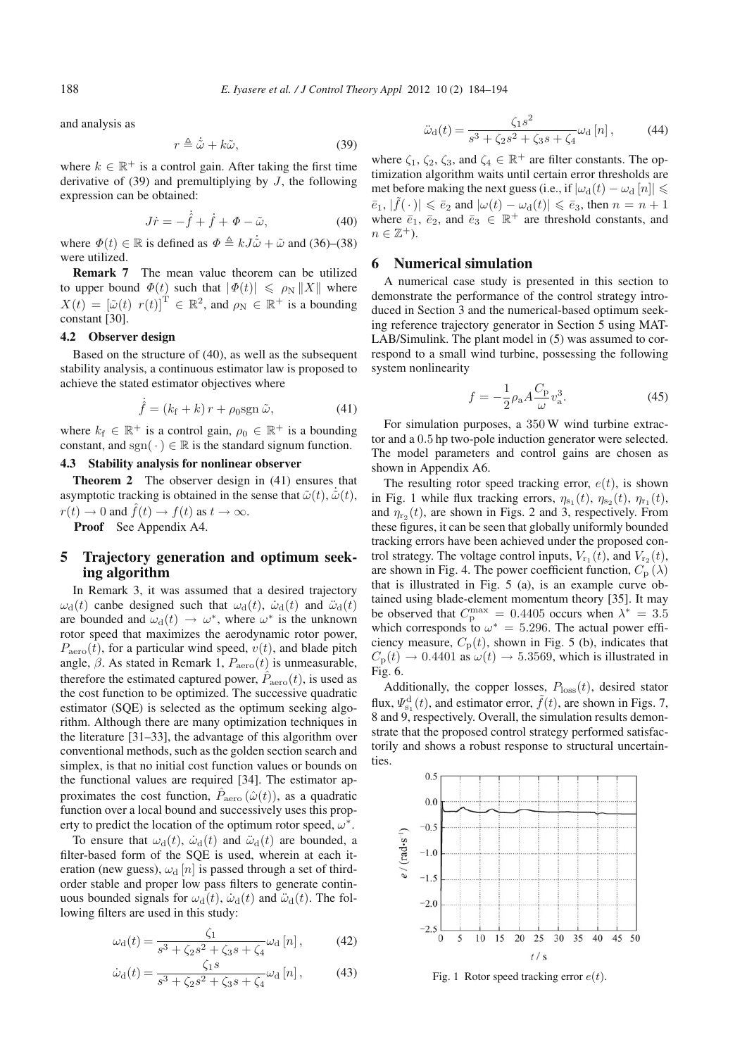and analysis as

$$r \triangleq \dot{\tilde{\omega}} + k\tilde{\omega}, \tag{39}$$

where $k \in \mathbb{R}^+$ is a control gain. After taking the first time derivative of (39) and premultiplying by $J$, the following expression can be obtained:

$$J\dot{r} = -\dot{\hat{f}} + \dot{f} + \Phi - \tilde{\omega}, \tag{40}$$

where $\Phi(t) \in \mathbb{R}$ is defined as $\Phi \triangleq kJ\dot{\tilde{\omega}} + \tilde{\omega}$ and (36)–(38) were utilized.

**Remark 7** The mean value theorem can be utilized to upper bound $\Phi(t)$ such that $|\Phi(t)| \leqslant \rho_{\mathrm{N}} \|X\|$ where $X(t) = [\tilde{\omega}(t)\ r(t)]^{\mathrm{T}} \in \mathbb{R}^2$, and $\rho_{\mathrm{N}} \in \mathbb{R}^+$ is a bounding constant [30].

### 4.2 Observer design

Based on the structure of (40), as well as the subsequent stability analysis, a continuous estimator law is proposed to achieve the stated estimator objectives where

$$\dot{\hat{f}} = (k_{\mathrm{f}} + k)\, r + \rho_0 \mathrm{sgn}\, \tilde{\omega}, \tag{41}$$

where $k_{\mathrm{f}} \in \mathbb{R}^+$ is a control gain, $\rho_0 \in \mathbb{R}^+$ is a bounding constant, and $\mathrm{sgn}(\cdot) \in \mathbb{R}$ is the standard signum function.

### 4.3 Stability analysis for nonlinear observer

**Theorem 2** The observer design in (41) ensures that asymptotic tracking is obtained in the sense that $\tilde{\omega}(t)$, $\dot{\tilde{\omega}}(t)$, $r(t) \to 0$ and $\hat{f}(t) \to f(t)$ as $t \to \infty$.

**Proof** See Appendix A4.

## 5 Trajectory generation and optimum seeking algorithm

In Remark 3, it was assumed that a desired trajectory $\omega_{\mathrm{d}}(t)$ canbe designed such that $\omega_{\mathrm{d}}(t)$, $\dot{\omega}_{\mathrm{d}}(t)$ and $\ddot{\omega}_{\mathrm{d}}(t)$ are bounded and $\omega_{\mathrm{d}}(t) \to \omega^*$, where $\omega^*$ is the unknown rotor speed that maximizes the aerodynamic rotor power, $P_{\mathrm{aero}}(t)$, for a particular wind speed, $v(t)$, and blade pitch angle, $\beta$. As stated in Remark 1, $P_{\mathrm{aero}}(t)$ is unmeasurable, therefore the estimated captured power, $\hat{P}_{\mathrm{aero}}(t)$, is used as the cost function to be optimized. The successive quadratic estimator (SQE) is selected as the optimum seeking algorithm. Although there are many optimization techniques in the literature [31–33], the advantage of this algorithm over conventional methods, such as the golden section search and simplex, is that no initial cost function values or bounds on the functional values are required [34]. The estimator approximates the cost function, $\hat{P}_{\mathrm{aero}}(\hat{\omega}(t))$, as a quadratic function over a local bound and successively uses this property to predict the location of the optimum rotor speed, $\omega^*$.

To ensure that $\omega_{\mathrm{d}}(t)$, $\dot{\omega}_{\mathrm{d}}(t)$ and $\ddot{\omega}_{\mathrm{d}}(t)$ are bounded, a filter-based form of the SQE is used, wherein at each iteration (new guess), $\omega_{\mathrm{d}}[n]$ is passed through a set of third-order stable and proper low pass filters to generate continuous bounded signals for $\omega_{\mathrm{d}}(t)$, $\dot{\omega}_{\mathrm{d}}(t)$ and $\ddot{\omega}_{\mathrm{d}}(t)$. The following filters are used in this study:

$$\omega_{\mathrm{d}}(t) = \frac{\zeta_1}{s^3 + \zeta_2 s^2 + \zeta_3 s + \zeta_4}\omega_{\mathrm{d}}[n], \tag{42}$$

$$\dot{\omega}_{\mathrm{d}}(t) = \frac{\zeta_1 s}{s^3 + \zeta_2 s^2 + \zeta_3 s + \zeta_4}\omega_{\mathrm{d}}[n], \tag{43}$$

$$\ddot{\omega}_{\mathrm{d}}(t) = \frac{\zeta_1 s^2}{s^3 + \zeta_2 s^2 + \zeta_3 s + \zeta_4}\omega_{\mathrm{d}}[n], \tag{44}$$

where $\zeta_1$, $\zeta_2$, $\zeta_3$, and $\zeta_4 \in \mathbb{R}^+$ are filter constants. The optimization algorithm waits until certain error thresholds are met before making the next guess (i.e., if $|\omega_{\mathrm{d}}(t) - \omega_{\mathrm{d}}[n]| \leqslant \bar{e}_1$, $|\tilde{f}(\cdot)| \leqslant \bar{e}_2$ and $|\omega(t) - \omega_{\mathrm{d}}(t)| \leqslant \bar{e}_3$, then $n = n + 1$ where $\bar{e}_1$, $\bar{e}_2$, and $\bar{e}_3 \in \mathbb{R}^+$ are threshold constants, and $n \in \mathbb{Z}^+$).

## 6 Numerical simulation

A numerical case study is presented in this section to demonstrate the performance of the control strategy introduced in Section 3 and the numerical-based optimum seeking reference trajectory generator in Section 5 using MATLAB/Simulink. The plant model in (5) was assumed to correspond to a small wind turbine, possessing the following system nonlinearity

$$f = -\frac{1}{2}\rho_{\mathrm{a}} A \frac{C_{\mathrm{p}}}{\omega} v_{\mathrm{a}}^3. \tag{45}$$

For simulation purposes, a 350 W wind turbine extractor and a 0.5 hp two-pole induction generator were selected. The model parameters and control gains are chosen as shown in Appendix A6.

The resulting rotor speed tracking error, $e(t)$, is shown in Fig. 1 while flux tracking errors, $\eta_{\mathrm{s}_1}(t)$, $\eta_{\mathrm{s}_2}(t)$, $\eta_{\mathrm{r}_1}(t)$, and $\eta_{\mathrm{r}_2}(t)$, are shown in Figs. 2 and 3, respectively. From these figures, it can be seen that globally uniformly bounded tracking errors have been achieved under the proposed control strategy. The voltage control inputs, $V_{\mathrm{r}_1}(t)$, and $V_{\mathrm{r}_2}(t)$, are shown in Fig. 4. The power coefficient function, $C_{\mathrm{p}}(\lambda)$ that is illustrated in Fig. 5 (a), is an example curve obtained using blade-element momentum theory [35]. It may be observed that $C_{\mathrm{p}}^{\max} = 0.4405$ occurs when $\lambda^* = 3.5$ which corresponds to $\omega^* = 5.296$. The actual power efficiency measure, $C_{\mathrm{p}}(t)$, shown in Fig. 5 (b), indicates that $C_{\mathrm{p}}(t) \to 0.4401$ as $\omega(t) \to 5.3569$, which is illustrated in Fig. 6.

Additionally, the copper losses, $P_{\mathrm{loss}}(t)$, desired stator flux, $\Psi_{\mathrm{s}_1}^{\mathrm{d}}(t)$, and estimator error, $\tilde{f}(t)$, are shown in Figs. 7, 8 and 9, respectively. Overall, the simulation results demonstrate that the proposed control strategy performed satisfactorily and shows a robust response to structural uncertainties.

Fig. 1 Rotor speed tracking error $e(t)$.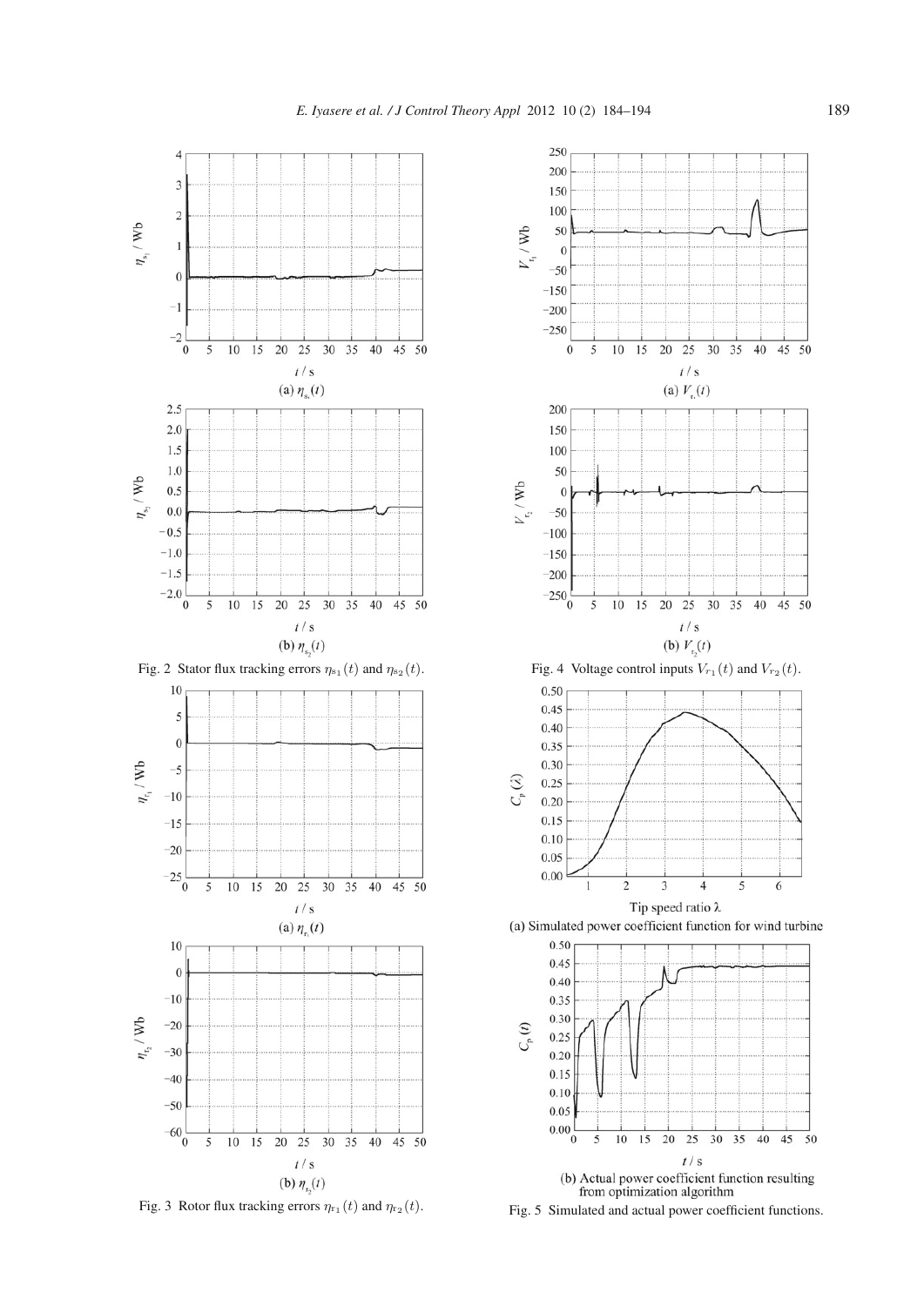(a) $\eta_{s_1}(t)$

(b) $\eta_{s_2}(t)$

Fig. 2 Stator flux tracking errors $\eta_{s1}(t)$ and $\eta_{s2}(t)$.

(a) $\eta_{r_1}(t)$

(b) $\eta_{r_2}(t)$

Fig. 3 Rotor flux tracking errors $\eta_{r1}(t)$ and $\eta_{r2}(t)$.

(a) $V_{r_1}(t)$

(b) $V_{r_2}(t)$

Fig. 4 Voltage control inputs $V_{r1}(t)$ and $V_{r2}(t)$.

(a) Simulated power coefficient function for wind turbine

(b) Actual power coefficient function resulting from optimization algorithm

Fig. 5 Simulated and actual power coefficient functions.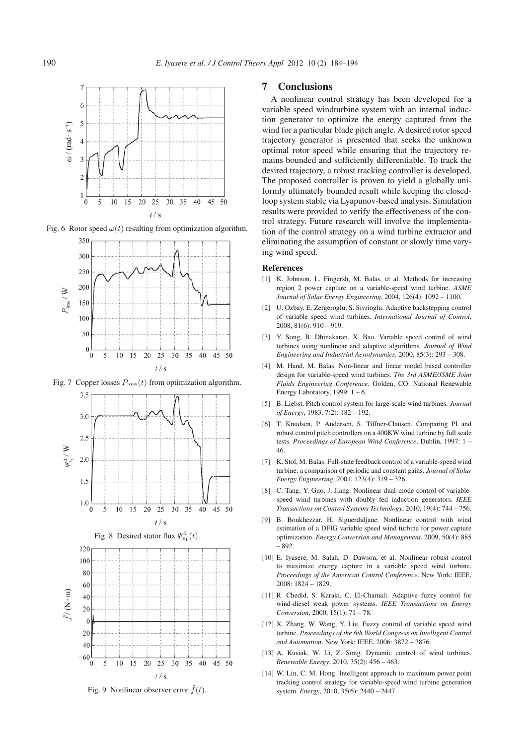Fig. 6 Rotor speed $\omega(t)$ resulting from optimization algorithm.

Fig. 7 Copper losses $P_{\text{loss}}(t)$ from optimization algorithm.

Fig. 8 Desired stator flux $\Psi_{s_1}^{d}(t)$.

Fig. 9 Nonlinear observer error $\tilde{f}(t)$.

## 7 Conclusions

A nonlinear control strategy has been developed for a variable speed windturbine system with an internal induction generator to optimize the energy captured from the wind for a particular blade pitch angle. A desired rotor speed trajectory generator is presented that seeks the unknown optimal rotor speed while ensuring that the trajectory remains bounded and sufficiently differentiable. To track the desired trajectory, a robust tracking controller is developed. The proposed controller is proven to yield a globally uniformly ultimately bounded result while keeping the closed-loop system stable via Lyapunov-based analysis. Simulation results were provided to verify the effectiveness of the control strategy. Future research will involve the implementation of the control strategy on a wind turbine extractor and eliminating the assumption of constant or slowly time varying wind speed.

### References

[1] K. Johnson, L. Fingersh, M. Balas, et al. Methods for increasing region 2 power capture on a variable-speed wind turbine. *ASME Journal of Solar Energy Engineering*, 2004, 126(4): 1092 – 1100.

[2] U. Ozbay, E. Zergeroglu, S. Sivrioglu. Adaptive backstepping control of variable speed wind turbines. *International Journal of Control*, 2008, 81(6): 910 – 919.

[3] Y. Song, B. Dhinakaran, X. Bao. Variable speed control of wind turbines using nonlinear and adaptive algorithms. *Journal of Wind Engineering and Industrial Aerodynamics*, 2000, 85(3): 293 – 308.

[4] M. Hand, M. Balas. Non-linear and linear model based controller design for variable-speed wind turbines. *The 3rd ASME/JSME Joint Fluids Engineering Conference*. Golden, CO: National Renewable Energy Laboratory, 1999: 1 – 6.

[5] B. Liebst. Pitch control system for large-scale wind turbines. *Journal of Energy*, 1983, 7(2): 182 – 192.

[6] T. Knudsen, P. Andersen, S. Tiffner-Clausen. Comparing PI and robust control pitch controllers on a 400KW wind turbine by full scale tests. *Proceedings of European Wind Conference*. Dublin, 1997: 1 – 46.

[7] K. Stol, M. Balas. Full-state feedback control of a variable-speed wind turbine: a comparison of periodic and constant gains. *Journal of Solar Energy Engineering*, 2001, 123(4): 319 – 326.

[8] C. Tang, Y. Guo, J. Jiang. Nonlinear dual-mode control of variable-speed wind turbines with doubly fed induction generators. *IEEE Transactions on Control Systems Technology*, 2010, 19(4): 744 – 756.

[9] B. Boukhezzar, H. Siguerdidjane. Nonlinear control with wind estimation of a DFIG variable speed wind turbine for power capture optimization. *Energy Conversion and Management*, 2009, 50(4): 885 – 892.

[10] E. Iyasere, M. Salah, D. Dawson, et al. Nonlinear robust control to maximize energy capture in a variable speed wind turbine. *Proceedings of the American Control Conference*. New York: IEEE, 2008: 1824 – 1829.

[11] R. Chedid, S. Karaki, C. El-Chamali. Adaptive fuzzy control for wind-diesel weak power systems. *IEEE Transactions on Energy Conversion*, 2000, 15(1): 71 – 78.

[12] X. Zhang, W. Wang, Y. Liu. Fuzzy control of variable speed wind turbine. *Proceedings of the 6th World Congress on Intelligent Control and Automation*. New York: IEEE, 2006: 3872 – 3876.

[13] A. Kusiak, W. Li, Z. Song. Dynamic control of wind turbines. *Renewable Energy*, 2010, 35(2): 456 – 463.

[14] W. Lin, C. M. Hong. Intelligent approach to maximum power point tracking control strategy for variable-speed wind turbine generation system. *Energy*, 2010, 35(6): 2440 – 2447.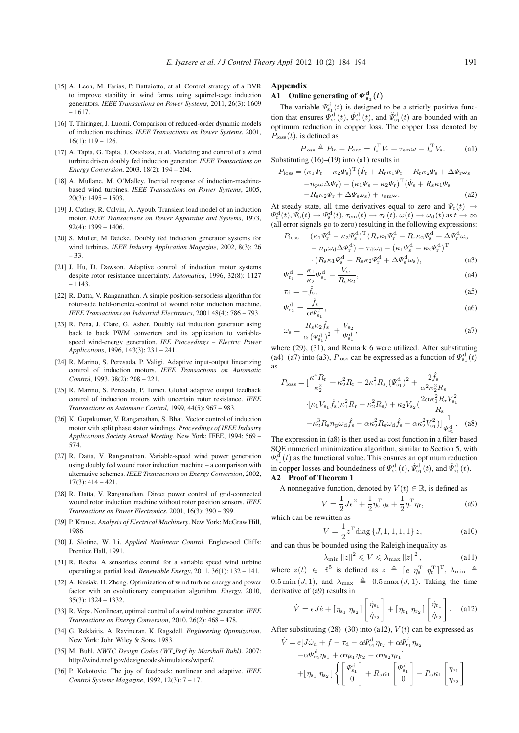[15] A. Leon, M. Farias, P. Battaiotto, et al. Control strategy of a DVR to improve stability in wind farms using squirrel-cage induction generators. *IEEE Transactions on Power Systems*, 2011, 26(3): 1609 – 1617.

[16] T. Thiringer, J. Luomi. Comparison of reduced-order dynamic models of induction machines. *IEEE Transactions on Power Systems*, 2001, 16(1): 119 – 126.

[17] A. Tapia, G. Tapia, J. Ostolaza, et al. Modeling and control of a wind turbine driven doubly fed induction generator. *IEEE Transactions on Energy Conversion*, 2003, 18(2): 194 – 204.

[18] A. Mullane, M. O'Malley. Inertial response of induction-machine-based wind turbines. *IEEE Transactions on Power Systems*, 2005, 20(3): 1495 – 1503.

[19] J. Cathey, R. Calvin, A. Ayoub. Transient load model of an induction motor. *IEEE Transactions on Power Apparatus and Systems*, 1973, 92(4): 1399 – 1406.

[20] S. Muller, M Deicke. Doubly fed induction generator systems for wind turbines. *IEEE Industry Application Magazine*, 2002, 8(3): 26 – 33.

[21] J. Hu, D. Dawson. Adaptive control of induction motor systems despite rotor resistance uncertainty. *Automatica*, 1996, 32(8): 1127 – 1143.

[22] R. Datta, V. Ranganathan. A simple position-sensorless algorithm for rotor-side field-oriented-control of wound rotor induction machine. *IEEE Transactions on Industrial Electronics*, 2001 48(4): 786 – 793.

[23] R. Pena, J. Clare, G. Asher. Doubly fed induction generator using back to back PWM converters and its application to variable-speed wind-energy generation. *IEE Proceedings – Electric Power Applications*, 1996, 143(3): 231 – 241.

[24] R. Marino, S. Peresada, P. Valigi. Adaptive input-output linearizing control of induction motors. *IEEE Transactions on Automatic Control*, 1993, 38(2): 208 – 221.

[25] R. Marino, S. Peresada, P. Tomei. Global adaptive output feedback control of induction motors with uncertain rotor resistance. *IEEE Transactions on Automatic Control*, 1999, 44(5): 967 – 983.

[26] K. Gopakumar, V. Ranganathan, S. Bhat. Vector control of induction motor with split phase stator windings. *Proceedings of IEEE Industry Applications Society Annual Meeting*. New York: IEEE, 1994: 569 – 574.

[27] R. Datta, V. Ranganathan. Variable-speed wind power generation using doubly fed wound rotor induction machine – a comparison with alternative schemes. *IEEE Transactions on Energy Conversion*, 2002, 17(3): 414 – 421.

[28] R. Datta, V. Ranganathan. Direct power control of grid-connected wound rotor induction machine without rotor position sensors. *IEEE Transactions on Power Electronics*, 2001, 16(3): 390 – 399.

[29] P. Krause. *Analysis of Electrical Machinery*. New York: McGraw Hill, 1986.

[30] J. Slotine, W. Li. *Applied Nonlinear Control*. Englewood Cliffs: Prentice Hall, 1991.

[31] R. Rocha. A sensorless control for a variable speed wind turbine operating at partial load. *Renewable Energy*, 2011, 36(1): 132 – 141.

[32] A. Kusiak, H. Zheng. Optimization of wind turbine energy and power factor with an evolutionary computation algorithm. *Energy*, 2010, 35(3): 1324 – 1332.

[33] R. Vepa. Nonlinear, optimal control of a wind turbine generator. *IEEE Transactions on Energy Conversion*, 2010, 26(2): 468 – 478.

[34] G. Reklaitis, A. Ravindran, K. Ragsdell. *Engineering Optimization*. New York: John Wiley & Sons, 1983.

[35] M. Buhl. *NWTC Design Codes (WT_Perf by Marshall Buhl)*. 2007: http://wind.nrel.gov/designcodes/simulators/wtperf/.

[36] P. Kokotovic. The joy of feedback: nonlinear and adaptive. *IEEE Control Systems Magazine*, 1992, 12(3): 7 – 17.

## Appendix

### A1 Online generating of $\Psi^{\rm d}_{\rm s_1}(t)$

The variable $\Psi^{\rm d}_{\rm s_1}(t)$ is designed to be a strictly positive function that ensures $\Psi^{\rm d}_{\rm s_1}(t)$, $\dot{\Psi}^{\rm d}_{\rm s_1}(t)$, and $\ddot{\Psi}^{\rm d}_{\rm s_1}(t)$ are bounded with an optimum reduction in copper loss. The copper loss denoted by $P_{\rm loss}(t)$, is defined as

$$P_{\rm loss} \triangleq P_{\rm in} - P_{\rm out} = I_{\rm r}^{\rm T} V_{\rm r} + \tau_{\rm em}\omega - I_{\rm s}^{\rm T} V_{\rm s}. \tag{a1}$$

Substituting (16)–(19) into (a1) results in

$$\begin{aligned} P_{\rm loss} = &(\kappa_1 \Psi_{\rm r} - \kappa_2 \Psi_{\rm s})^{\rm T}(\dot{\Psi}_{\rm r} + R_{\rm r}\kappa_1\Psi_{\rm r} - R_{\rm r}\kappa_2\Psi_{\rm s} + \Delta\Psi_{\rm r}\omega_{\rm s} \\ &-n_p\omega\Delta\Psi_{\rm r}) - (\kappa_1\Psi_{\rm s} - \kappa_2\Psi_{\rm r})^{\rm T}(\dot{\Psi}_{\rm s} + R_{\rm s}\kappa_1\Psi_{\rm s} \\ &-R_{\rm s}\kappa_2\Psi_{\rm r} + \Delta\Psi_{\rm s}\omega_{\rm s}) + \tau_{\rm em}\omega. \end{aligned} \tag{a2}$$

At steady state, all time derivatives equal to zero and $\Psi_{\rm r}(t) \to \Psi^{\rm d}_{\rm r}(t), \Psi_{\rm s}(t) \to \Psi^{\rm d}_{\rm s}(t), \tau_{\rm em}(t) \to \tau_{\rm d}(t), \omega(t) \to \omega_{\rm d}(t)$ as $t \to \infty$ (all error signals go to zero) resulting in the following expressions:

$$\begin{aligned} P_{\rm loss} = &(\kappa_1 \Psi^{\rm d}_{\rm r} - \kappa_2 \Psi^{\rm d}_{\rm s})^{\rm T}(R_{\rm r}\kappa_1\Psi^{\rm d}_{\rm r} - R_{\rm r}\kappa_2\Psi^{\rm d}_{\rm s} + \Delta\Psi^{\rm d}_{\rm r}\omega_{\rm s} \\ &- n_{\rm p}\omega_{\rm d}\Delta\Psi^{\rm d}_{\rm r}) + \tau_{\rm d}\omega_{\rm d} - (\kappa_1\Psi^{\rm d}_{\rm s} - \kappa_2\Psi^{\rm d}_{\rm r})^{\rm T} \\ &\cdot (R_{\rm s}\kappa_1\Psi^{\rm d}_{\rm s} - R_{\rm s}\kappa_2\Psi^{\rm d}_{\rm r} + \Delta\Psi^{\rm d}_{\rm s}\omega_{\rm s}), \end{aligned} \tag{a3}$$

$$\Psi^{\rm d}_{\rm r_1} = \frac{\kappa_1}{\kappa_2}\Psi^{\rm d}_{\rm s_1} - \frac{V_{\rm s_1}}{R_{\rm s}\kappa_2}, \tag{a4}$$

$$\tau_{\rm d} = -\hat{f}_{\rm s}, \tag{a5}$$

$$\Psi^{\rm d}_{\rm r_2} = \frac{\hat{f}_{\rm s}}{\alpha\Psi^{\rm d}_{\rm s_1}}, \tag{a6}$$

$$\omega_{\rm s} = \frac{R_{\rm s}\kappa_2\hat{f}_{\rm s}}{\alpha\left(\Psi^{\rm d}_{\rm s_1}\right)^2} + \frac{V_{\rm s_2}}{\Psi^{\rm d}_{\rm s_1}}, \tag{a7}$$

where (29), (31), and Remark 6 were utilized. After substituting (a4)–(a7) into (a3), $P_{\rm loss}$ can be expressed as a function of $\Psi^{\rm d}_{\rm s_1}(t)$ as

$$\begin{aligned} P_{\rm loss} = &[\frac{\kappa_1^4 R_{\rm r}}{\kappa_2^2} + \kappa_2^2 R_{\rm r} - 2\kappa_1^2 R_{\rm s}](\Psi^{\rm d}_{\rm s_1})^2 + \frac{2\hat{f}_{\rm s}}{\alpha^2\kappa_2^2 R_{\rm s}} \\ &\cdot[\kappa_1 V_{\rm s_1}\hat{f}_{\rm s}(\kappa_1^2 R_{\rm r} + \kappa_2^2 R_{\rm s}) + \kappa_2 V_{\rm s_2}(\frac{2\alpha\kappa_1^2 R_{\rm r} V_{\rm s_1}^2}{R_{\rm s}} \\ &-\kappa_2^3 R_{\rm s} n_{\rm p}\omega_{\rm d}\hat{f}_{\rm s} - \alpha\kappa_2^2 R_{\rm s}\omega_{\rm d}\hat{f}_{\rm s} - \alpha\kappa_2^2 V_{\rm s_1}^2)]\frac{1}{\Psi^{\rm d}_{\rm s_1}}. \end{aligned} \tag{a8}$$

The expression in (a8) is then used as cost function in a filter-based SQE numerical minimization algorithm, similar to Section 5, with $\Psi^{\rm d}_{\rm s_1}(t)$ as the functional value. This ensures an optimum reduction in copper losses and boundedness of $\Psi^{\rm d}_{\rm s_1}(t)$, $\dot{\Psi}^{\rm d}_{\rm s_1}(t)$, and $\ddot{\Psi}^{\rm d}_{\rm s_1}(t)$.

### A2 Proof of Theorem 1

A nonnegative function, denoted by $V(t) \in \mathbb{R}$, is defined as

$$V = \frac{1}{2}Je^2 + \frac{1}{2}\eta_{\rm s}^{\rm T}\eta_{\rm s} + \frac{1}{2}\eta_{\rm r}^{\rm T}\eta_{\rm r}, \tag{a9}$$

which can be rewritten as

$$V = \frac{1}{2}z^{\rm T}{\rm diag}\,\{J,1,1,1,1\}\,z, \tag{a10}$$

and can thus be bounded using the Raleigh inequality as

$$\lambda_{\min}\|z\|^2 \leqslant V \leqslant \lambda_{\max}\|z\|^2, \tag{a11}$$

where $z(t) \in \mathbb{R}^5$ is defined as $z \triangleq [\,e\ \eta_{\rm s}^{\rm T}\ \eta_{\rm r}^{\rm T}\,]^{\rm T}$, $\lambda_{\min} \triangleq 0.5\min(J,1)$, and $\lambda_{\max} \triangleq 0.5\max(J,1)$. Taking the time derivative of (a9) results in

$$\dot{V} = eJ\dot{e} + [\,\eta_{\rm s_1}\ \eta_{\rm s_2}\,]\begin{bmatrix}\dot{\eta}_{\rm s_1}\\ \dot{\eta}_{\rm s_2}\end{bmatrix} + [\,\eta_{\rm r_1}\ \eta_{\rm r_2}\,]\begin{bmatrix}\dot{\eta}_{\rm r_1}\\ \dot{\eta}_{\rm r_2}\end{bmatrix}. \tag{a12}$$

After substituting (28)–(30) into (a12), $\dot{V}(t)$ can be expressed as

$$\begin{aligned} \dot{V} = &e[J\dot{\omega}_{\rm d} + f - \tau_{\rm d} - \alpha\Psi^{\rm d}_{\rm s_1}\eta_{\rm r_2} + \alpha\Psi^{\rm d}_{\rm r_1}\eta_{\rm s_2} \\ &-\alpha\Psi^{\rm d}_{\rm r_2}\eta_{\rm s_1} + \alpha\eta_{\rm s_1}\eta_{\rm r_2} - \alpha\eta_{\rm s_2}\eta_{\rm r_1}] \\ &+[\,\eta_{\rm s_1}\ \eta_{\rm s_2}\,]\left\{\begin{bmatrix}\dot{\Psi}^{\rm d}_{\rm s_1}\\ 0\end{bmatrix} + R_{\rm s}\kappa_1\begin{bmatrix}\Psi^{\rm d}_{\rm s_1}\\ 0\end{bmatrix} - R_{\rm s}\kappa_1\begin{bmatrix}\eta_{\rm s_1}\\ \eta_{\rm s_2}\end{bmatrix}\right. \end{aligned}$$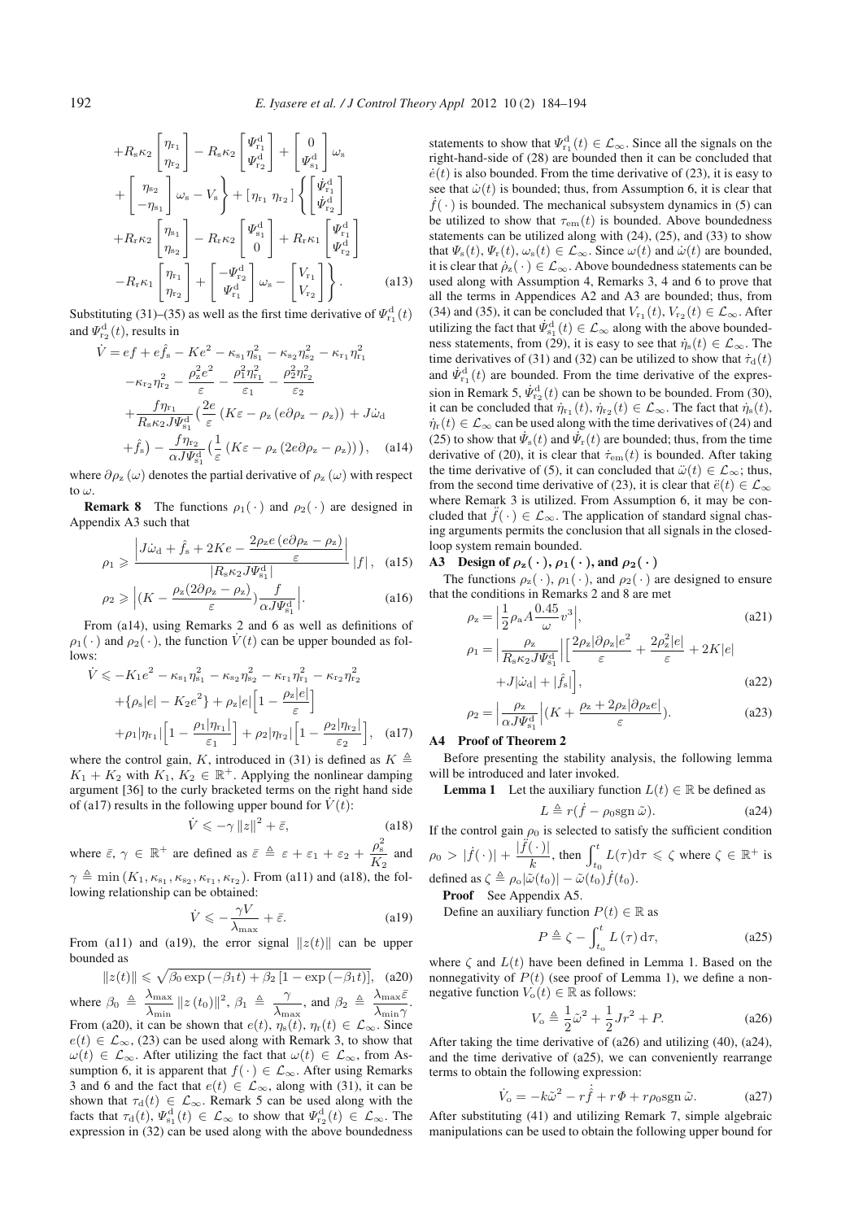$$
\begin{aligned}
&+R_s\kappa_2\begin{bmatrix}\eta_{r_1}\\ \eta_{r_2}\end{bmatrix}-R_s\kappa_2\begin{bmatrix}\Psi^d_{r_1}\\ \Psi^d_{r_2}\end{bmatrix}+\begin{bmatrix}0\\ \Psi^d_{s_1}\end{bmatrix}\omega_s\\
&+\begin{bmatrix}\eta_{s_2}\\ -\eta_{s_1}\end{bmatrix}\omega_s-V_s\Bigg\}+[\eta_{r_1}\ \eta_{r_2}]\Bigg\{\begin{bmatrix}\dot{\Psi}^d_{r_1}\\ \dot{\Psi}^d_{r_2}\end{bmatrix}\\
&+R_r\kappa_2\begin{bmatrix}\eta_{s_1}\\ \eta_{s_2}\end{bmatrix}-R_r\kappa_2\begin{bmatrix}\Psi^d_{s_1}\\ 0\end{bmatrix}+R_r\kappa_1\begin{bmatrix}\Psi^d_{r_1}\\ \Psi^d_{r_2}\end{bmatrix}\\
&-R_r\kappa_1\begin{bmatrix}\eta_{r_1}\\ \eta_{r_2}\end{bmatrix}+\begin{bmatrix}-\Psi^d_{r_2}\\ \Psi^d_{r_1}\end{bmatrix}\omega_s-\begin{bmatrix}V_{r_1}\\ V_{r_2}\end{bmatrix}\Bigg\}. \qquad \text{(a13)}
\end{aligned}
$$

Substituting (31)–(35) as well as the first time derivative of $\Psi^d_{r_1}(t)$ and $\Psi^d_{r_2}(t)$, results in

$$
\begin{aligned}
\dot{V}=\ &ef+e\hat{f}_s-Ke^2-\kappa_{s_1}\eta^2_{s_1}-\kappa_{s_2}\eta^2_{s_2}-\kappa_{r_1}\eta^2_{r_1}\\
&-\kappa_{r_2}\eta^2_{r_2}-\frac{\rho^2_z e^2}{\varepsilon}-\frac{\rho^2_1\eta^2_{r_1}}{\varepsilon_1}-\frac{\rho^2_2\eta^2_{r_2}}{\varepsilon_2}\\
&+\frac{f\eta_{r_1}}{R_s\kappa_2 J\Psi^d_{s_1}}\Big(\frac{2e}{\varepsilon}\left(K\varepsilon-\rho_z\left(e\partial\rho_z-\rho_z\right)\right)+J\dot{\omega}_d\\
&+\hat{f}_s\Big)-\frac{f\eta_{r_2}}{\alpha J\Psi^d_{s_1}}\Big(\frac{1}{\varepsilon}\left(K\varepsilon-\rho_z\left(2e\partial\rho_z-\rho_z\right)\right)\Big), \quad \text{(a14)}
\end{aligned}
$$

where $\partial\rho_z(\omega)$ denotes the partial derivative of $\rho_z(\omega)$ with respect to $\omega$.

**Remark 8** The functions $\rho_1(\cdot)$ and $\rho_2(\cdot)$ are designed in Appendix A3 such that

$$
\rho_1\geqslant\frac{\Big|J\dot{\omega}_d+\hat{f}_s+2Ke-\dfrac{2\rho_z e\left(e\partial\rho_z-\rho_z\right)}{\varepsilon}\Big|}{|R_s\kappa_2 J\Psi^d_{s_1}|}|f|, \quad \text{(a15)}
$$

$$
\rho_2\geqslant\Big|(K-\frac{\rho_z(2\partial\rho_z-\rho_z)}{\varepsilon})\frac{f}{\alpha J\Psi^d_{s_1}}\Big|. \quad \text{(a16)}
$$

From (a14), using Remarks 2 and 6 as well as definitions of $\rho_1(\cdot)$ and $\rho_2(\cdot)$, the function $\dot{V}(t)$ can be upper bounded as follows:

$$
\begin{aligned}
\dot{V}\leqslant\ &-K_1e^2-\kappa_{s_1}\eta^2_{s_1}-\kappa_{s_2}\eta^2_{s_2}-\kappa_{r_1}\eta^2_{r_1}-\kappa_{r_2}\eta^2_{r_2}\\
&+\{\rho_s|e|-K_2e^2\}+\rho_z|e|\Big[1-\frac{\rho_z|e|}{\varepsilon}\Big]\\
&+\rho_1|\eta_{r_1}|\Big[1-\frac{\rho_1|\eta_{r_1}|}{\varepsilon_1}\Big]+\rho_2|\eta_{r_2}|\Big[1-\frac{\rho_2|\eta_{r_2}|}{\varepsilon_2}\Big], \quad \text{(a17)}
\end{aligned}
$$

where the control gain, $K$, introduced in (31) is defined as $K\triangleq K_1+K_2$ with $K_1, K_2\in\mathbb{R}^+$. Applying the nonlinear damping argument [36] to the curly bracketed terms on the right hand side of (a17) results in the following upper bound for $\dot{V}(t)$:

$$
\dot{V}\leqslant-\gamma\|z\|^2+\bar{\varepsilon}, \quad \text{(a18)}
$$

where $\bar{\varepsilon},\ \gamma\in\mathbb{R}^+$ are defined as $\bar{\varepsilon}\triangleq\varepsilon+\varepsilon_1+\varepsilon_2+\dfrac{\rho^2_s}{K_2}$ and $\gamma\triangleq\min(K_1,\kappa_{s_1},\kappa_{s_2},\kappa_{r_1},\kappa_{r_2})$. From (a11) and (a18), the following relationship can be obtained:

$$
\dot{V}\leqslant-\frac{\gamma V}{\lambda_{\max}}+\bar{\varepsilon}. \quad \text{(a19)}
$$

From (a11) and (a19), the error signal $\|z(t)\|$ can be upper bounded as

$$
\|z(t)\|\leqslant\sqrt{\beta_0\exp\left(-\beta_1 t\right)+\beta_2\left[1-\exp\left(-\beta_1 t\right)\right]}, \quad \text{(a20)}
$$

where $\beta_0\triangleq\dfrac{\lambda_{\max}}{\lambda_{\min}}\|z(t_0)\|^2$, $\beta_1\triangleq\dfrac{\gamma}{\lambda_{\max}}$, and $\beta_2\triangleq\dfrac{\lambda_{\max}\bar{\varepsilon}}{\lambda_{\min}\gamma}$. From (a20), it can be shown that $e(t),\ \eta_s(t),\ \eta_r(t)\in\mathcal{L}_\infty$. Since $e(t)\in\mathcal{L}_\infty$, (23) can be used along with Remark 3, to show that $\omega(t)\in\mathcal{L}_\infty$. After utilizing the fact that $\omega(t)\in\mathcal{L}_\infty$, from Assumption 6, it is apparent that $f(\cdot)\in\mathcal{L}_\infty$. After using Remarks 3 and 6 and the fact that $e(t)\in\mathcal{L}_\infty$, along with (31), it can be shown that $\tau_d(t)\in\mathcal{L}_\infty$. Remark 5 can be used along with the facts that $\tau_d(t),\ \Psi^d_{s_1}(t)\in\mathcal{L}_\infty$ to show that $\Psi^d_{r_2}(t)\in\mathcal{L}_\infty$. The expression in (32) can be used along with the above boundedness statements to show that $\Psi^d_{r_1}(t)\in\mathcal{L}_\infty$. Since all the signals on the right-hand-side of (28) are bounded then it can be concluded that $\dot{e}(t)$ is also bounded. From the time derivative of (23), it is easy to see that $\dot{\omega}(t)$ is bounded; thus, from Assumption 6, it is clear that $\dot{f}(\cdot)$ is bounded. The mechanical subsystem dynamics in (5) can be utilized to show that $\tau_{em}(t)$ is bounded. Above boundedness statements can be utilized along with (24), (25), and (33) to show that $\Psi_s(t),\ \Psi_r(t),\ \omega_s(t)\in\mathcal{L}_\infty$. Since $\omega(t)$ and $\dot{\omega}(t)$ are bounded, it is clear that $\dot{\rho}_z(\cdot)\in\mathcal{L}_\infty$. Above boundedness statements can be used along with Assumption 4, Remarks 3, 4 and 6 to prove that all the terms in Appendices A2 and A3 are bounded; thus, from (34) and (35), it can be concluded that $V_{r_1}(t),\ V_{r_2}(t)\in\mathcal{L}_\infty$. After utilizing the fact that $\dot{\Psi}^d_{s_1}(t)\in\mathcal{L}_\infty$ along with the above boundedness statements, from (29), it is easy to see that $\dot{\eta}_s(t)\in\mathcal{L}_\infty$. The time derivatives of (31) and (32) can be utilized to show that $\dot{\tau}_d(t)$ and $\dot{\Psi}^d_{r_1}(t)$ are bounded. From the time derivative of the expression in Remark 5, $\dot{\Psi}^d_{r_2}(t)$ can be shown to be bounded. From (30), it can be concluded that $\dot{\eta}_{r_1}(t),\ \dot{\eta}_{r_2}(t)\in\mathcal{L}_\infty$. The fact that $\dot{\eta}_s(t)$, $\dot{\eta}_r(t)\in\mathcal{L}_\infty$ can be used along with the time derivatives of (24) and (25) to show that $\dot{\Psi}_s(t)$ and $\dot{\Psi}_r(t)$ are bounded; thus, from the time derivative of (20), it is clear that $\dot{\tau}_{em}(t)$ is bounded. After taking the time derivative of (5), it can concluded that $\ddot{\omega}(t)\in\mathcal{L}_\infty$; thus, from the second time derivative of (23), it is clear that $\ddot{e}(t)\in\mathcal{L}_\infty$ where Remark 3 is utilized. From Assumption 6, it may be concluded that $\ddot{f}(\cdot)\in\mathcal{L}_\infty$. The application of standard signal chasing arguments permits the conclusion that all signals in the closed-loop system remain bounded.

### A3 Design of $\rho_z(\cdot)$, $\rho_1(\cdot)$, and $\rho_2(\cdot)$

The functions $\rho_z(\cdot)$, $\rho_1(\cdot)$, and $\rho_2(\cdot)$ are designed to ensure that the conditions in Remarks 2 and 8 are met

$$
\rho_z=\Big|\frac{1}{2}\rho_a A\frac{0.45}{\omega}v^3\Big|, \quad \text{(a21)}
$$

$$
\begin{aligned}
\rho_1=\Big|\frac{\rho_z}{R_s\kappa_2 J\Psi^d_{s_1}}\Big|\Big[&\frac{2\rho_z|\partial\rho_z|e^2}{\varepsilon}+\frac{2\rho^2_z|e|}{\varepsilon}+2K|e|\\
&+J|\dot{\omega}_d|+|\hat{f}_s|\Big], \quad \text{(a22)}
\end{aligned}
$$

$$
\rho_2=\Big|\frac{\rho_z}{\alpha J\Psi^d_{s_1}}\Big|(K+\frac{\rho_z+2\rho_z|\partial\rho_z e|}{\varepsilon}). \quad \text{(a23)}
$$

### A4 Proof of Theorem 2

Before presenting the stability analysis, the following lemma will be introduced and later invoked.

**Lemma 1** Let the auxiliary function $L(t)\in\mathbb{R}$ be defined as

$$
L\triangleq r(\dot{f}-\rho_0\operatorname{sgn}\tilde{\omega}). \quad \text{(a24)}
$$

If the control gain $\rho_0$ is selected to satisfy the sufficient condition $\rho_0>|\dot{f}(\cdot)|+\dfrac{|\ddot{f}(\cdot)|}{k}$, then $\displaystyle\int_{t_0}^{t}L(\tau)\mathrm{d}\tau\leqslant\zeta$ where $\zeta\in\mathbb{R}^+$ is defined as $\zeta\triangleq\rho_o|\tilde{\omega}(t_0)|-\tilde{\omega}(t_0)\dot{f}(t_0)$.

**Proof** See Appendix A5.

Define an auxiliary function $P(t)\in\mathbb{R}$ as

$$
P\triangleq\zeta-\int_{t_o}^{t}L(\tau)\,\mathrm{d}\tau, \quad \text{(a25)}
$$

where $\zeta$ and $L(t)$ have been defined in Lemma 1. Based on the nonnegativity of $P(t)$ (see proof of Lemma 1), we define a nonnegative function $V_o(t)\in\mathbb{R}$ as follows:

$$
V_o\triangleq\frac{1}{2}\tilde{\omega}^2+\frac{1}{2}Jr^2+P. \quad \text{(a26)}
$$

After taking the time derivative of (a26) and utilizing (40), (a24), and the time derivative of (a25), we can conveniently rearrange terms to obtain the following expression:

$$
\dot{V}_o=-k\tilde{\omega}^2-r\dot{\hat{f}}+r\Phi+r\rho_0\operatorname{sgn}\tilde{\omega}. \quad \text{(a27)}
$$

After substituting (41) and utilizing Remark 7, simple algebraic manipulations can be used to obtain the following upper bound for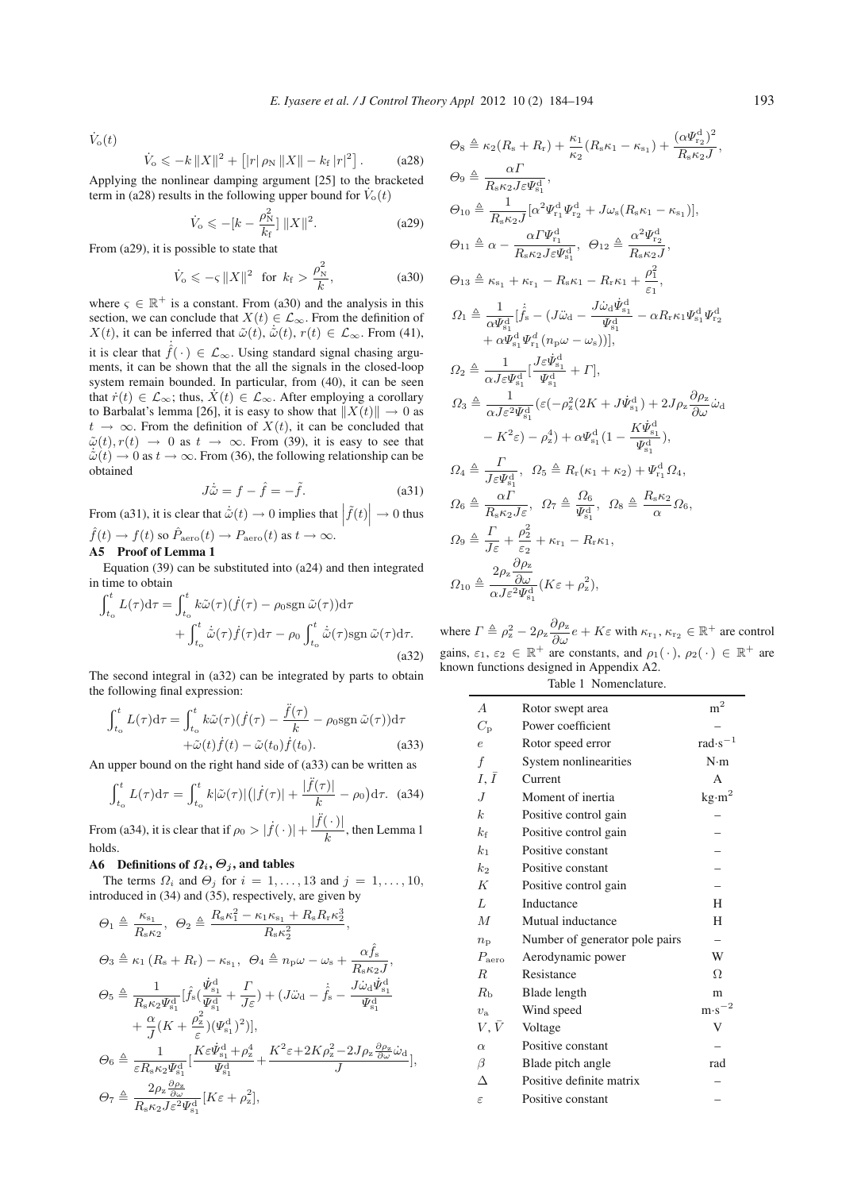$\dot{V}_{\rm o}(t)$

$$\dot{V}_{\rm o} \leqslant -k\,\|X\|^2 + \left[|r|\,\rho_{\rm N}\,\|X\| - k_{\rm f}\,|r|^2\right]. \tag{a28}$$

Applying the nonlinear damping argument [25] to the bracketed term in (a28) results in the following upper bound for $\dot{V}_{\rm o}(t)$

$$\dot{V}_{\rm o} \leqslant -[k - \frac{\rho_{\rm N}^2}{k_{\rm f}}]\,\|X\|^2. \tag{a29}$$

From (a29), it is possible to state that

$$\dot{V}_{\rm o} \leqslant -\varsigma\,\|X\|^2 \quad \text{for } k_{\rm f} > \frac{\rho_{\rm N}^2}{k}, \tag{a30}$$

where $\varsigma \in \mathbb{R}^+$ is a constant. From (a30) and the analysis in this section, we can conclude that $X(t) \in \mathcal{L}_\infty$. From the definition of $X(t)$, it can be inferred that $\tilde{\omega}(t), \dot{\tilde{\omega}}(t), r(t) \in \mathcal{L}_\infty$. From (41), it is clear that $\dot{\hat{f}}(\cdot) \in \mathcal{L}_\infty$. Using standard signal chasing arguments, it can be shown that the all the signals in the closed-loop system remain bounded. In particular, from (40), it can be seen that $\dot{r}(t) \in \mathcal{L}_\infty$; thus, $\dot{X}(t) \in \mathcal{L}_\infty$. After employing a corollary to Barbalat's lemma [26], it is easy to show that $\|X(t)\| \to 0$ as $t \to \infty$. From the definition of $X(t)$, it can be concluded that $\tilde{\omega}(t), r(t) \to 0$ as $t \to \infty$. From (39), it is easy to see that $\dot{\tilde{\omega}}(t) \to 0$ as $t \to \infty$. From (36), the following relationship can be obtained

$$J\dot{\tilde{\omega}} = f - \hat{f} = -\tilde{f}. \tag{a31}$$

From (a31), it is clear that $\dot{\tilde{\omega}}(t) \to 0$ implies that $\left|\tilde{f}(t)\right| \to 0$ thus $\hat{f}(t) \to f(t)$ so $\hat{P}_{\rm aero}(t) \to P_{\rm aero}(t)$ as $t \to \infty$.

### A5 Proof of Lemma 1

Equation (39) can be substituted into (a24) and then integrated in time to obtain

$$\begin{aligned}\int_{t_{\rm o}}^t L(\tau){\rm d}\tau = &\int_{t_{\rm o}}^t k\tilde{\omega}(\tau)(\dot{f}(\tau) - \rho_0 {\rm sgn}\,\tilde{\omega}(\tau)){\rm d}\tau \\ &+ \int_{t_{\rm o}}^t \dot{\tilde{\omega}}(\tau)\dot{f}(\tau){\rm d}\tau - \rho_0\int_{t_{\rm o}}^t \dot{\tilde{\omega}}(\tau){\rm sgn}\,\tilde{\omega}(\tau){\rm d}\tau.\end{aligned} \tag{a32}$$

The second integral in (a32) can be integrated by parts to obtain the following final expression:

$$\begin{aligned}\int_{t_{\rm o}}^t L(\tau){\rm d}\tau = &\int_{t_{\rm o}}^t k\tilde{\omega}(\tau)(\dot{f}(\tau) - \frac{\ddot{f}(\tau)}{k} - \rho_0 {\rm sgn}\,\tilde{\omega}(\tau)){\rm d}\tau \\ &+ \tilde{\omega}(t)\dot{f}(t) - \tilde{\omega}(t_0)\dot{f}(t_0).\end{aligned} \tag{a33}$$

An upper bound on the right hand side of (a33) can be written as

$$\int_{t_{\rm o}}^t L(\tau){\rm d}\tau = \int_{t_{\rm o}}^t k|\tilde{\omega}(\tau)|\big(|\dot{f}(\tau)| + \frac{|\ddot{f}(\tau)|}{k} - \rho_0\big){\rm d}\tau. \tag{a34}$$

From (a34), it is clear that if $\rho_0 > |\dot{f}(\cdot)| + \dfrac{|\ddot{f}(\cdot)|}{k}$, then Lemma 1 holds.

### A6 Definitions of $\Omega_i$, $\Theta_j$, and tables

The terms $\Omega_i$ and $\Theta_j$ for $i = 1, \dots, 13$ and $j = 1, \dots, 10$, introduced in (34) and (35), respectively, are given by

$$\Theta_1 \triangleq \frac{\kappa_{\rm s_1}}{R_{\rm s}\kappa_2},\ \ \Theta_2 \triangleq \frac{R_{\rm s}\kappa_1^2 - \kappa_1\kappa_{\rm s_1} + R_{\rm s}R_{\rm r}\kappa_2^3}{R_{\rm s}\kappa_2^2},$$

$$\Theta_3 \triangleq \kappa_1(R_{\rm s} + R_{\rm r}) - \kappa_{\rm s_1},\ \ \Theta_4 \triangleq n_{\rm p}\omega - \omega_{\rm s} + \frac{\alpha\hat{f}_{\rm s}}{R_{\rm s}\kappa_2 J},$$

$$\begin{aligned}\Theta_5 \triangleq &\frac{1}{R_{\rm s}\kappa_2\Psi_{\rm s_1}^{\rm d}}[\hat{f}_{\rm s}(\frac{\dot{\Psi}_{\rm s_1}^{\rm d}}{\Psi_{\rm s_1}^{\rm d}} + \frac{\Gamma}{J\varepsilon}) + (J\ddot{\omega}_{\rm d} - \dot{\hat{f}}_{\rm s} - \frac{J\dot{\omega}_{\rm d}\dot{\Psi}_{\rm s_1}^{\rm d}}{\Psi_{\rm s_1}^{\rm d}} \\ &+ \frac{\alpha}{J}(K + \frac{\rho_{\rm z}^2}{\varepsilon})(\Psi_{\rm s_1}^{\rm d})^2)],\end{aligned}$$

$$\Theta_6 \triangleq \frac{1}{\varepsilon R_{\rm s}\kappa_2\Psi_{\rm s_1}^{\rm d}}[\frac{K\varepsilon\dot{\Psi}_{\rm s_1}^{\rm d} + \rho_{\rm z}^4}{\Psi_{\rm s_1}^{\rm d}} + \frac{K^2\varepsilon + 2K\rho_{\rm z}^2 - 2J\rho_{\rm z}\frac{\partial\rho_{\rm z}}{\partial\omega}\dot{\omega}_{\rm d}}{J}],$$

$$\Theta_7 \triangleq \frac{2\rho_{\rm z}\frac{\partial\rho_{\rm z}}{\partial\omega}}{R_{\rm s}\kappa_2 J\varepsilon^2\Psi_{\rm s_1}^{\rm d}}[K\varepsilon + \rho_{\rm z}^2],$$

$$\Theta_8 \triangleq \kappa_2(R_{\rm s} + R_{\rm r}) + \frac{\kappa_1}{\kappa_2}(R_{\rm s}\kappa_1 - \kappa_{\rm s_1}) + \frac{(\alpha\Psi_{\rm r_2}^{\rm d})^2}{R_{\rm s}\kappa_2 J},$$

$$\Theta_9 \triangleq \frac{\alpha\Gamma}{R_{\rm s}\kappa_2 J\varepsilon\Psi_{\rm s_1}^{\rm d}},$$

$$\Theta_{10} \triangleq \frac{1}{R_{\rm s}\kappa_2 J}[\alpha^2\Psi_{\rm r_1}^{\rm d}\Psi_{\rm r_2}^{\rm d} + J\omega_{\rm s}(R_{\rm s}\kappa_1 - \kappa_{\rm s_1})],$$

$$\Theta_{11} \triangleq \alpha - \frac{\alpha\Gamma\Psi_{\rm r_1}^{\rm d}}{R_{\rm s}\kappa_2 J\varepsilon\Psi_{\rm s_1}^{\rm d}},\ \ \Theta_{12} \triangleq \frac{\alpha^2\Psi_{\rm r_2}^{\rm d}}{R_{\rm s}\kappa_2 J},$$

$$\Theta_{13} \triangleq \kappa_{\rm s_1} + \kappa_{\rm r_1} - R_{\rm s}\kappa_1 - R_{\rm r}\kappa_1 + \frac{\rho_1^2}{\varepsilon_1},$$

$$\begin{aligned}\Omega_1 \triangleq &\frac{1}{\alpha\Psi_{\rm s_1}^{\rm d}}[\dot{\hat{f}}_{\rm s} - (J\ddot{\omega}_{\rm d} - \frac{J\dot{\omega}_{\rm d}\dot{\Psi}_{\rm s_1}^{\rm d}}{\Psi_{\rm s_1}^{\rm d}} - \alpha R_{\rm r}\kappa_1\Psi_{\rm s_1}^{\rm d}\Psi_{\rm r_2}^{\rm d} \\ &+ \alpha\Psi_{\rm s_1}^{\rm d}\Psi_{\rm r_1}^{d}(n_{\rm p}\omega - \omega_{\rm s}))],\end{aligned}$$

$$\Omega_2 \triangleq \frac{1}{\alpha J\varepsilon\Psi_{\rm s_1}^{\rm d}}[\frac{J\varepsilon\dot{\Psi}_{\rm s_1}^{\rm d}}{\Psi_{\rm s_1}^{\rm d}} + \Gamma],$$

$$\begin{aligned}\Omega_3 \triangleq &\frac{1}{\alpha J\varepsilon^2\Psi_{\rm s_1}^{\rm d}}(\varepsilon(-\rho_{\rm z}^2(2K + J\dot{\Psi}_{\rm s_1}^{\rm d}) + 2J\rho_{\rm z}\frac{\partial\rho_{\rm z}}{\partial\omega}\dot{\omega}_{\rm d} \\ &- K^2\varepsilon) - \rho_{\rm z}^4) + \alpha\Psi_{\rm s_1}^{\rm d}(1 - \frac{K\dot{\Psi}_{\rm s_1}^{\rm d}}{\Psi_{\rm s_1}^{\rm d}}),\end{aligned}$$

$$\Omega_4 \triangleq \frac{\Gamma}{J\varepsilon\Psi_{\rm s_1}^{\rm d}},\ \ \Omega_5 \triangleq R_{\rm r}(\kappa_1 + \kappa_2) + \Psi_{\rm r_1}^{\rm d}\Omega_4,$$

$$\Omega_6 \triangleq \frac{\alpha\Gamma}{R_{\rm s}\kappa_2 J\varepsilon},\ \ \Omega_7 \triangleq \frac{\Omega_6}{\Psi_{\rm s_1}^{\rm d}},\ \ \Omega_8 \triangleq \frac{R_{\rm s}\kappa_2}{\alpha}\Omega_6,$$

$$\Omega_9 \triangleq \frac{\Gamma}{J\varepsilon} + \frac{\rho_2^2}{\varepsilon_2} + \kappa_{\rm r_1} - R_{\rm r}\kappa_1,$$

$$\Omega_{10} \triangleq \frac{2\rho_{\rm z}\frac{\partial\rho_{\rm z}}{\partial\omega}}{\alpha J\varepsilon^2\Psi_{\rm s_1}^{\rm d}}(K\varepsilon + \rho_{\rm z}^2),$$

where $\Gamma \triangleq \rho_{\rm z}^2 - 2\rho_{\rm z}\dfrac{\partial\rho_{\rm z}}{\partial\omega}e + K\varepsilon$ with $\kappa_{\rm r_1}, \kappa_{\rm r_2} \in \mathbb{R}^+$ are control gains, $\varepsilon_1, \varepsilon_2 \in \mathbb{R}^+$ are constants, and $\rho_1(\cdot),\ \rho_2(\cdot) \in \mathbb{R}^+$ are known functions designed in Appendix A2.

Table 1 Nomenclature.

| Symbol | Description | Unit |
|---|---|---|
| $A$ | Rotor swept area | $\mathrm{m}^2$ |
| $C_{\rm p}$ | Power coefficient | – |
| $e$ | Rotor speed error | $\mathrm{rad{\cdot}s^{-1}}$ |
| $f$ | System nonlinearities | N·m |
| $I, \bar{I}$ | Current | A |
| $J$ | Moment of inertia | $\mathrm{kg{\cdot}m^2}$ |
| $k$ | Positive control gain | – |
| $k_{\rm f}$ | Positive control gain | – |
| $k_1$ | Positive constant | – |
| $k_2$ | Positive constant | – |
| $K$ | Positive control gain | – |
| $L$ | Inductance | H |
| $M$ | Mutual inductance | H |
| $n_{\rm p}$ | Number of generator pole pairs | – |
| $P_{\rm aero}$ | Aerodynamic power | W |
| $R$ | Resistance | Ω |
| $R_{\rm b}$ | Blade length | m |
| $v_{\rm a}$ | Wind speed | $\mathrm{m{\cdot}s^{-2}}$ |
| $V, \bar{V}$ | Voltage | V |
| $\alpha$ | Positive constant | – |
| $\beta$ | Blade pitch angle | rad |
| $\Delta$ | Positive definite matrix | – |
| $\varepsilon$ | Positive constant | – |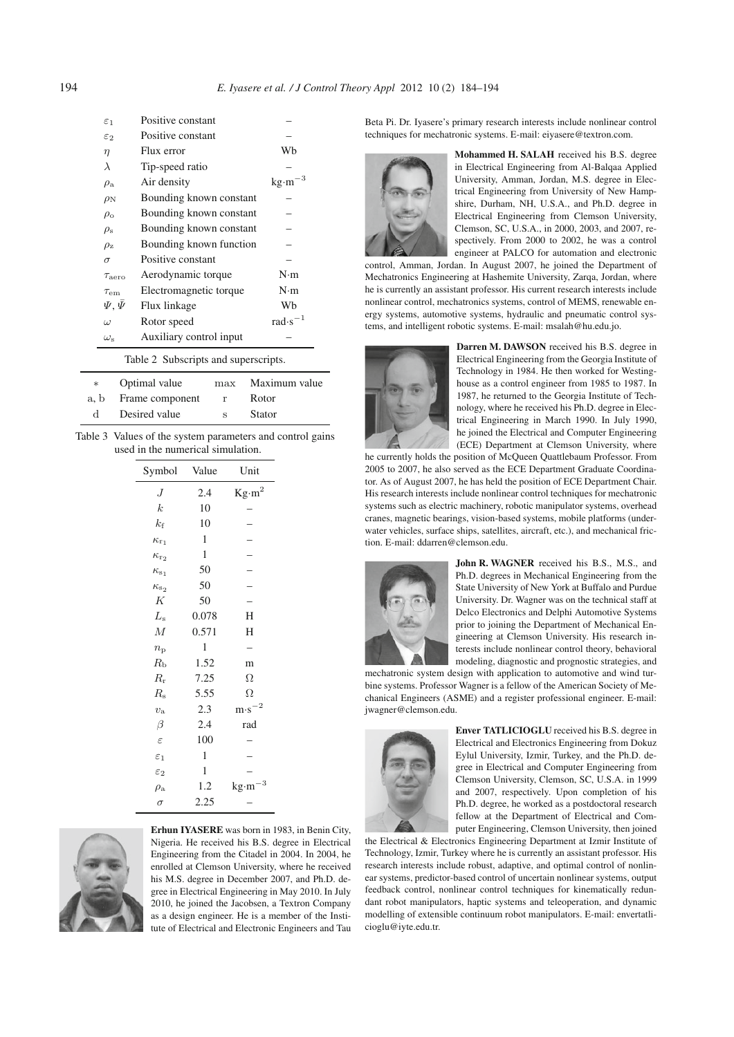| | | |
|---|---|---|
| $\varepsilon_1$ | Positive constant | – |
| $\varepsilon_2$ | Positive constant | – |
| $\eta$ | Flux error | Wb |
| $\lambda$ | Tip-speed ratio | – |
| $\rho_a$ | Air density | $kg \cdot m^{-3}$ |
| $\rho_N$ | Bounding known constant | – |
| $\rho_o$ | Bounding known constant | – |
| $\rho_s$ | Bounding known constant | – |
| $\rho_z$ | Bounding known function | – |
| $\sigma$ | Positive constant | – |
| $\tau_{aero}$ | Aerodynamic torque | N·m |
| $\tau_{em}$ | Electromagnetic torque | N·m |
| $\Psi, \bar{\Psi}$ | Flux linkage | Wb |
| $\omega$ | Rotor speed | $rad \cdot s^{-1}$ |
| $\omega_s$ | Auxiliary control input | – |

Table 2 Subscripts and superscripts.

| | | | |
|---|---|---|---|
| $*$ | Optimal value | max | Maximum value |
| a, b | Frame component | r | Rotor |
| d | Desired value | s | Stator |

Table 3 Values of the system parameters and control gains used in the numerical simulation.

| Symbol | Value | Unit |
|---|---|---|
| $J$ | 2.4 | $Kg \cdot m^2$ |
| $k$ | 10 | – |
| $k_f$ | 10 | – |
| $\kappa_{r_1}$ | 1 | – |
| $\kappa_{r_2}$ | 1 | – |
| $\kappa_{s_1}$ | 50 | – |
| $\kappa_{s_2}$ | 50 | – |
| $K$ | 50 | – |
| $L_s$ | 0.078 | H |
| $M$ | 0.571 | H |
| $n_p$ | 1 | – |
| $R_b$ | 1.52 | m |
| $R_r$ | 7.25 | Ω |
| $R_s$ | 5.55 | Ω |
| $v_a$ | 2.3 | $m \cdot s^{-2}$ |
| $\beta$ | 2.4 | rad |
| $\varepsilon$ | 100 | – |
| $\varepsilon_1$ | 1 | – |
| $\varepsilon_2$ | 1 | – |
| $\rho_a$ | 1.2 | $kg \cdot m^{-3}$ |
| $\sigma$ | 2.25 | – |

**Erhun IYASERE** was born in 1983, in Benin City, Nigeria. He received his B.S. degree in Electrical Engineering from the Citadel in 2004. In 2004, he enrolled at Clemson University, where he received his M.S. degree in December 2007, and Ph.D. degree in Electrical Engineering in May 2010. In July 2010, he joined the Jacobsen, a Textron Company as a design engineer. He is a member of the Institute of Electrical and Electronic Engineers and Tau Beta Pi. Dr. Iyasere's primary research interests include nonlinear control techniques for mechatronic systems. E-mail: eiyasere@textron.com.

**Mohammed H. SALAH** received his B.S. degree in Electrical Engineering from Al-Balqaa Applied University, Amman, Jordan, M.S. degree in Electrical Engineering from University of New Hampshire, Durham, NH, U.S.A., and Ph.D. degree in Electrical Engineering from Clemson University, Clemson, SC, U.S.A., in 2000, 2003, and 2007, respectively. From 2000 to 2002, he was a control engineer at PALCO for automation and electronic control, Amman, Jordan. In August 2007, he joined the Department of Mechatronics Engineering at Hashemite University, Zarqa, Jordan, where he is currently an assistant professor. His current research interests include nonlinear control, mechatronics systems, control of MEMS, renewable energy systems, automotive systems, hydraulic and pneumatic control systems, and intelligent robotic systems. E-mail: msalah@hu.edu.jo.

**Darren M. DAWSON** received his B.S. degree in Electrical Engineering from the Georgia Institute of Technology in 1984. He then worked for Westinghouse as a control engineer from 1985 to 1987. In 1987, he returned to the Georgia Institute of Technology, where he received his Ph.D. degree in Electrical Engineering in March 1990. In July 1990, he joined the Electrical and Computer Engineering (ECE) Department at Clemson University, where he currently holds the position of McQueen Quattlebaum Professor. From 2005 to 2007, he also served as the ECE Department Graduate Coordinator. As of August 2007, he has held the position of ECE Department Chair. His research interests include nonlinear control techniques for mechatronic systems such as electric machinery, robotic manipulator systems, overhead cranes, magnetic bearings, vision-based systems, mobile platforms (underwater vehicles, surface ships, satellites, aircraft, etc.), and mechanical friction. E-mail: ddarren@clemson.edu.

**John R. WAGNER** received his B.S., M.S., and Ph.D. degrees in Mechanical Engineering from the State University of New York at Buffalo and Purdue University. Dr. Wagner was on the technical staff at Delco Electronics and Delphi Automotive Systems prior to joining the Department of Mechanical Engineering at Clemson University. His research interests include nonlinear control theory, behavioral modeling, diagnostic and prognostic strategies, and mechatronic system design with application to automotive and wind turbine systems. Professor Wagner is a fellow of the American Society of Mechanical Engineers (ASME) and a register professional engineer. E-mail: jwagner@clemson.edu.

**Enver TATLICIOGLU** received his B.S. degree in Electrical and Electronics Engineering from Dokuz Eylul University, Izmir, Turkey, and the Ph.D. degree in Electrical and Computer Engineering from Clemson University, Clemson, SC, U.S.A. in 1999 and 2007, respectively. Upon completion of his Ph.D. degree, he worked as a postdoctoral research fellow at the Department of Electrical and Computer Engineering, Clemson University, then joined the Electrical & Electronics Engineering Department at Izmir Institute of Technology, Izmir, Turkey where he is currently an assistant professor. His research interests include robust, adaptive, and optimal control of nonlinear systems, predictor-based control of uncertain nonlinear systems, output feedback control, nonlinear control techniques for kinematically redundant robot manipulators, haptic systems and teleoperation, and dynamic modelling of extensible continuum robot manipulators. E-mail: envertatlicioglu@iyte.edu.tr.